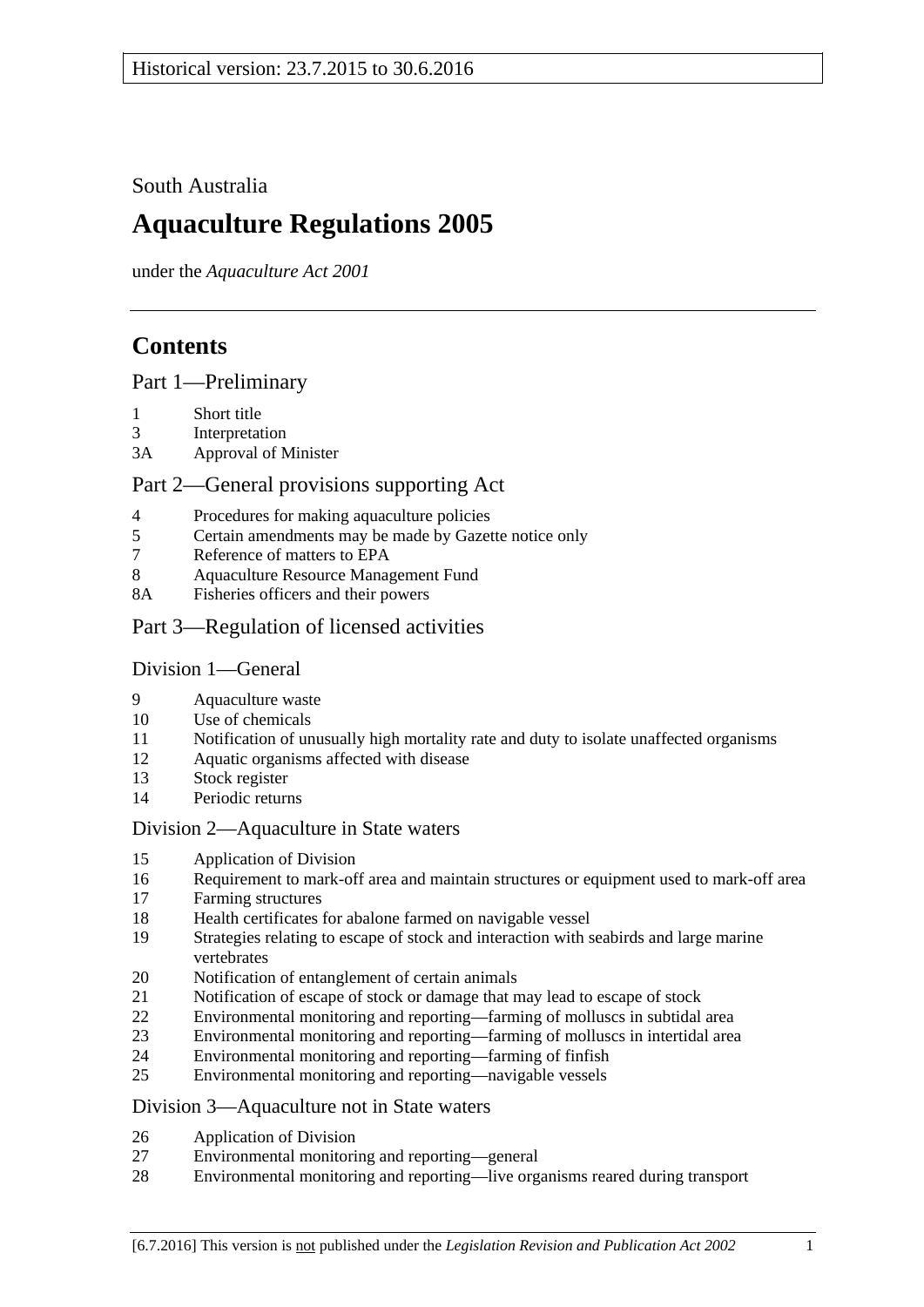Historical version: 23.7.2015 to 30.6.2016

South Australia

# Aquaculture Regulations 2005

under the *Aquaculture Act 2001*

## Contents

### Part 1—Preliminary

1 Short title
3 Interpretation
3A Approval of Minister

### Part 2—General provisions supporting Act

4 Procedures for making aquaculture policies
5 Certain amendments may be made by Gazette notice only
7 Reference of matters to EPA
8 Aquaculture Resource Management Fund
8A Fisheries officers and their powers

### Part 3—Regulation of licensed activities

#### Division 1—General

9 Aquaculture waste
10 Use of chemicals
11 Notification of unusually high mortality rate and duty to isolate unaffected organisms
12 Aquatic organisms affected with disease
13 Stock register
14 Periodic returns

#### Division 2—Aquaculture in State waters

15 Application of Division
16 Requirement to mark-off area and maintain structures or equipment used to mark-off area
17 Farming structures
18 Health certificates for abalone farmed on navigable vessel
19 Strategies relating to escape of stock and interaction with seabirds and large marine vertebrates
20 Notification of entanglement of certain animals
21 Notification of escape of stock or damage that may lead to escape of stock
22 Environmental monitoring and reporting—farming of molluscs in subtidal area
23 Environmental monitoring and reporting—farming of molluscs in intertidal area
24 Environmental monitoring and reporting—farming of finfish
25 Environmental monitoring and reporting—navigable vessels

#### Division 3—Aquaculture not in State waters

26 Application of Division
27 Environmental monitoring and reporting—general
28 Environmental monitoring and reporting—live organisms reared during transport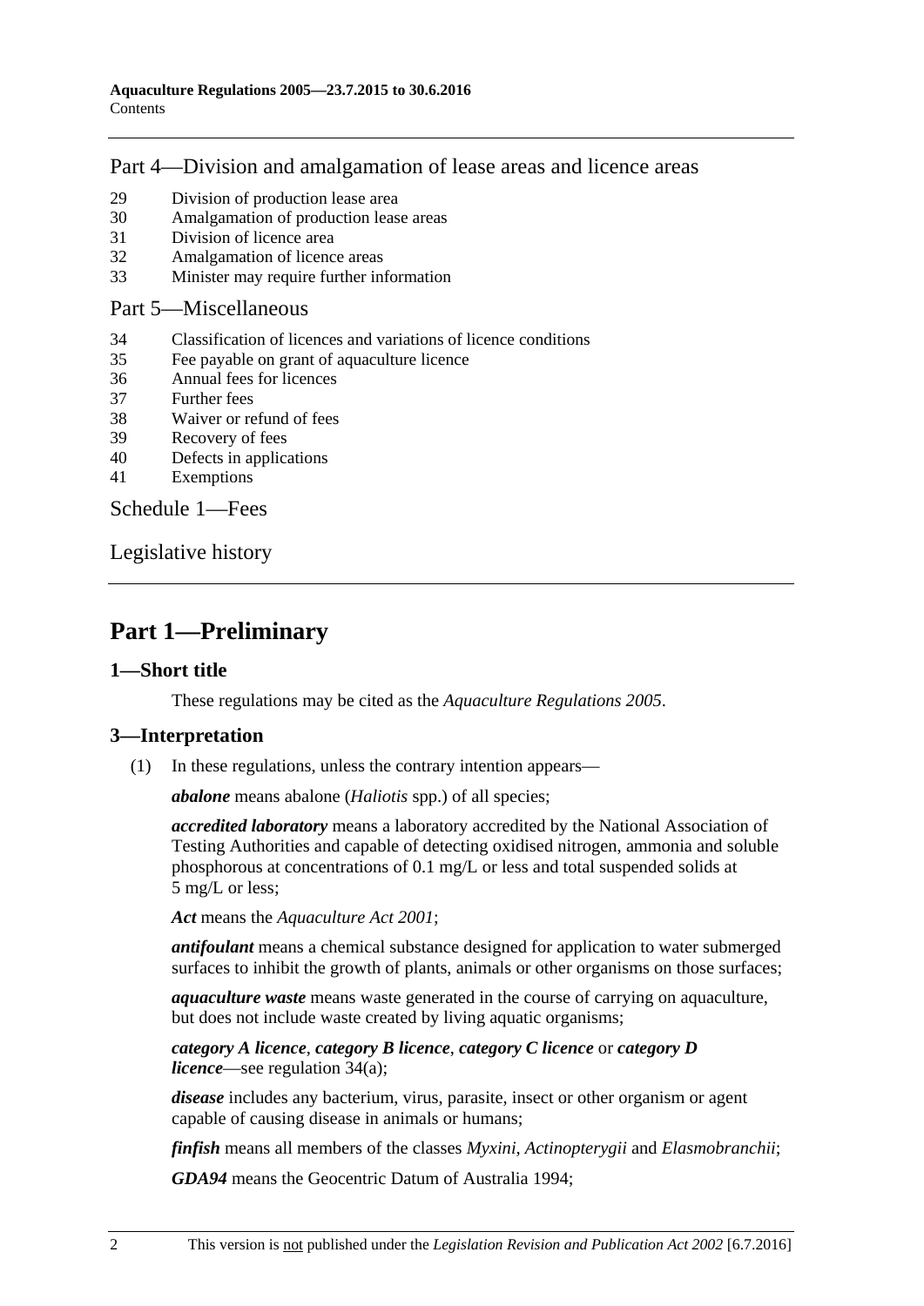## Part 4—Division and amalgamation of lease areas and licence areas

29 Division of production lease area
30 Amalgamation of production lease areas
31 Division of licence area
32 Amalgamation of licence areas
33 Minister may require further information

## Part 5—Miscellaneous

34 Classification of licences and variations of licence conditions
35 Fee payable on grant of aquaculture licence
36 Annual fees for licences
37 Further fees
38 Waiver or refund of fees
39 Recovery of fees
40 Defects in applications
41 Exemptions

## Schedule 1—Fees

## Legislative history

# Part 1—Preliminary

### 1—Short title

These regulations may be cited as the *Aquaculture Regulations 2005*.

### 3—Interpretation

(1) In these regulations, unless the contrary intention appears—

***abalone*** means abalone (*Haliotis* spp.) of all species;

***accredited laboratory*** means a laboratory accredited by the National Association of Testing Authorities and capable of detecting oxidised nitrogen, ammonia and soluble phosphorous at concentrations of 0.1 mg/L or less and total suspended solids at 5 mg/L or less;

***Act*** means the *Aquaculture Act 2001*;

***antifoulant*** means a chemical substance designed for application to water submerged surfaces to inhibit the growth of plants, animals or other organisms on those surfaces;

***aquaculture waste*** means waste generated in the course of carrying on aquaculture, but does not include waste created by living aquatic organisms;

***category A licence***, ***category B licence***, ***category C licence*** or ***category D licence***—see regulation 34(a);

***disease*** includes any bacterium, virus, parasite, insect or other organism or agent capable of causing disease in animals or humans;

***finfish*** means all members of the classes *Myxini*, *Actinopterygii* and *Elasmobranchii*;

***GDA94*** means the Geocentric Datum of Australia 1994;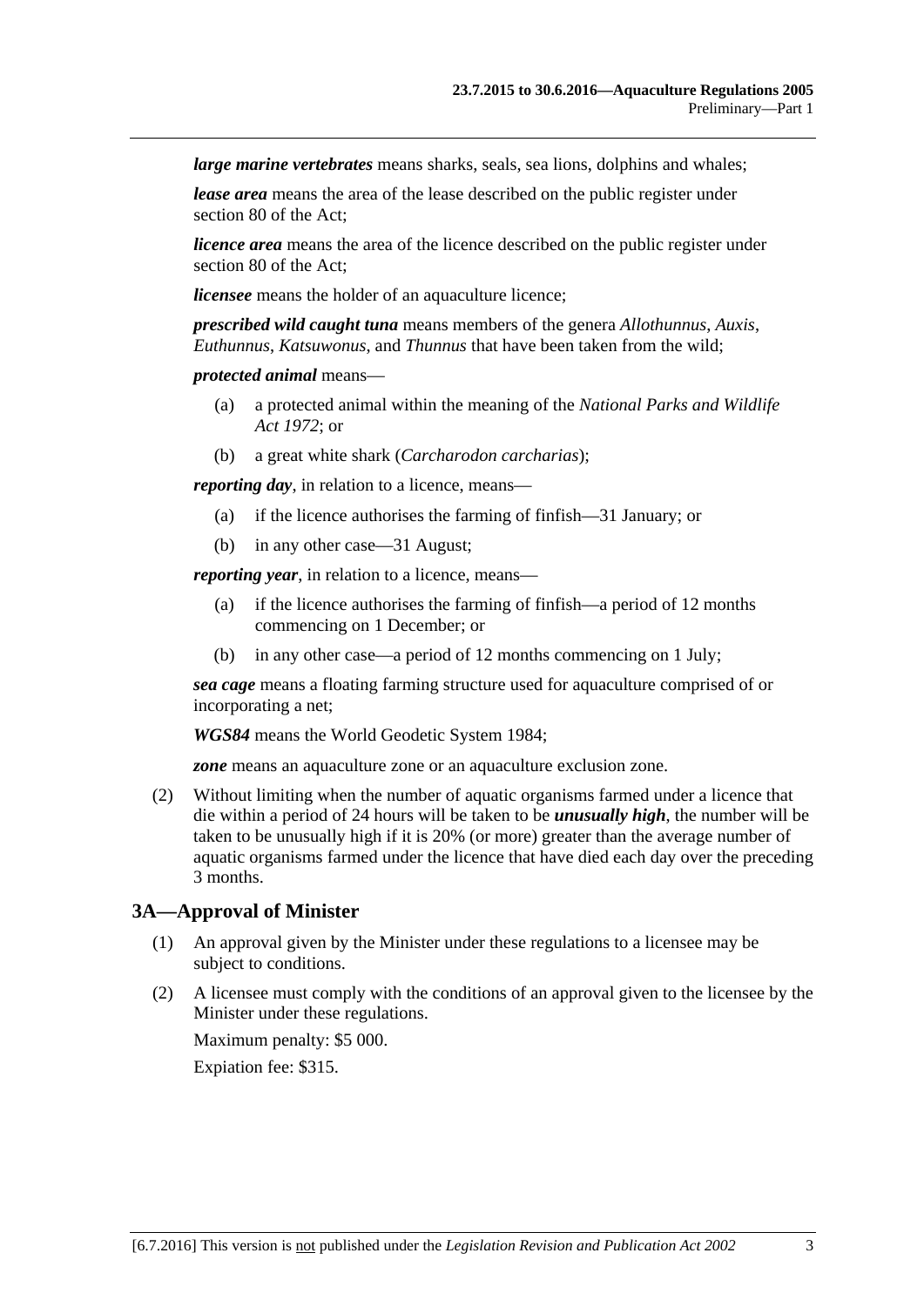***large marine vertebrates*** means sharks, seals, sea lions, dolphins and whales;

***lease area*** means the area of the lease described on the public register under section 80 of the Act;

***licence area*** means the area of the licence described on the public register under section 80 of the Act;

***licensee*** means the holder of an aquaculture licence;

***prescribed wild caught tuna*** means members of the genera *Allothunnus*, *Auxis*, *Euthunnus*, *Katsuwonus*, and *Thunnus* that have been taken from the wild;

***protected animal*** means—

(a) a protected animal within the meaning of the *National Parks and Wildlife Act 1972*; or

(b) a great white shark (*Carcharodon carcharias*);

***reporting day***, in relation to a licence, means—

(a) if the licence authorises the farming of finfish—31 January; or

(b) in any other case—31 August;

***reporting year***, in relation to a licence, means—

(a) if the licence authorises the farming of finfish—a period of 12 months commencing on 1 December; or

(b) in any other case—a period of 12 months commencing on 1 July;

***sea cage*** means a floating farming structure used for aquaculture comprised of or incorporating a net;

***WGS84*** means the World Geodetic System 1984;

***zone*** means an aquaculture zone or an aquaculture exclusion zone.

(2) Without limiting when the number of aquatic organisms farmed under a licence that die within a period of 24 hours will be taken to be ***unusually high***, the number will be taken to be unusually high if it is 20% (or more) greater than the average number of aquatic organisms farmed under the licence that have died each day over the preceding 3 months.

## 3A—Approval of Minister

(1) An approval given by the Minister under these regulations to a licensee may be subject to conditions.

(2) A licensee must comply with the conditions of an approval given to the licensee by the Minister under these regulations.

Maximum penalty: $5 000.

Expiation fee: $315.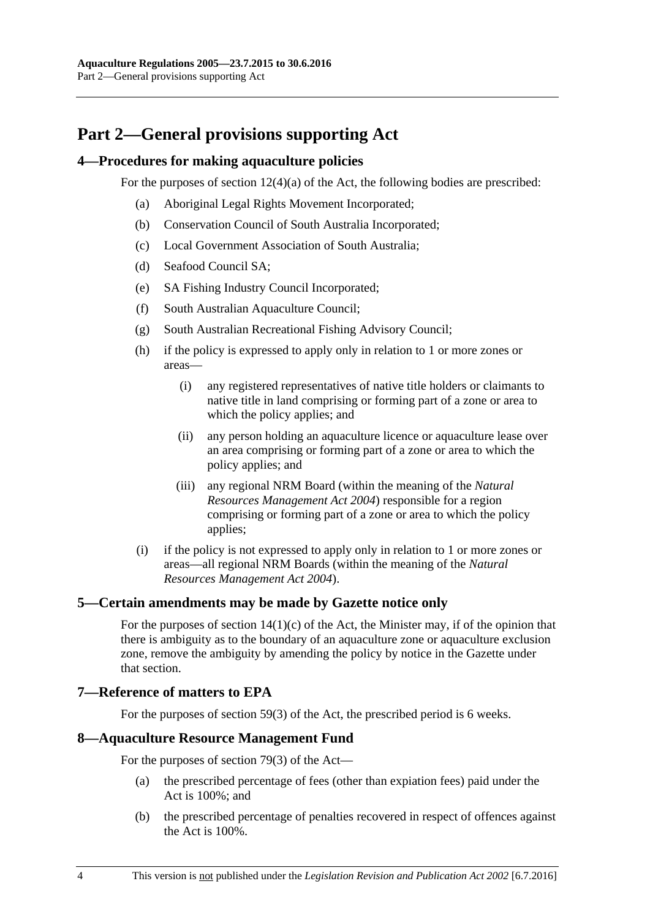# Part 2—General provisions supporting Act

## 4—Procedures for making aquaculture policies

For the purposes of section 12(4)(a) of the Act, the following bodies are prescribed:

(a) Aboriginal Legal Rights Movement Incorporated;

(b) Conservation Council of South Australia Incorporated;

(c) Local Government Association of South Australia;

(d) Seafood Council SA;

(e) SA Fishing Industry Council Incorporated;

(f) South Australian Aquaculture Council;

(g) South Australian Recreational Fishing Advisory Council;

(h) if the policy is expressed to apply only in relation to 1 or more zones or areas—

(i) any registered representatives of native title holders or claimants to native title in land comprising or forming part of a zone or area to which the policy applies; and

(ii) any person holding an aquaculture licence or aquaculture lease over an area comprising or forming part of a zone or area to which the policy applies; and

(iii) any regional NRM Board (within the meaning of the *Natural Resources Management Act 2004*) responsible for a region comprising or forming part of a zone or area to which the policy applies;

(i) if the policy is not expressed to apply only in relation to 1 or more zones or areas—all regional NRM Boards (within the meaning of the *Natural Resources Management Act 2004*).

## 5—Certain amendments may be made by Gazette notice only

For the purposes of section 14(1)(c) of the Act, the Minister may, if of the opinion that there is ambiguity as to the boundary of an aquaculture zone or aquaculture exclusion zone, remove the ambiguity by amending the policy by notice in the Gazette under that section.

## 7—Reference of matters to EPA

For the purposes of section 59(3) of the Act, the prescribed period is 6 weeks.

## 8—Aquaculture Resource Management Fund

For the purposes of section 79(3) of the Act—

(a) the prescribed percentage of fees (other than expiation fees) paid under the Act is 100%; and

(b) the prescribed percentage of penalties recovered in respect of offences against the Act is 100%.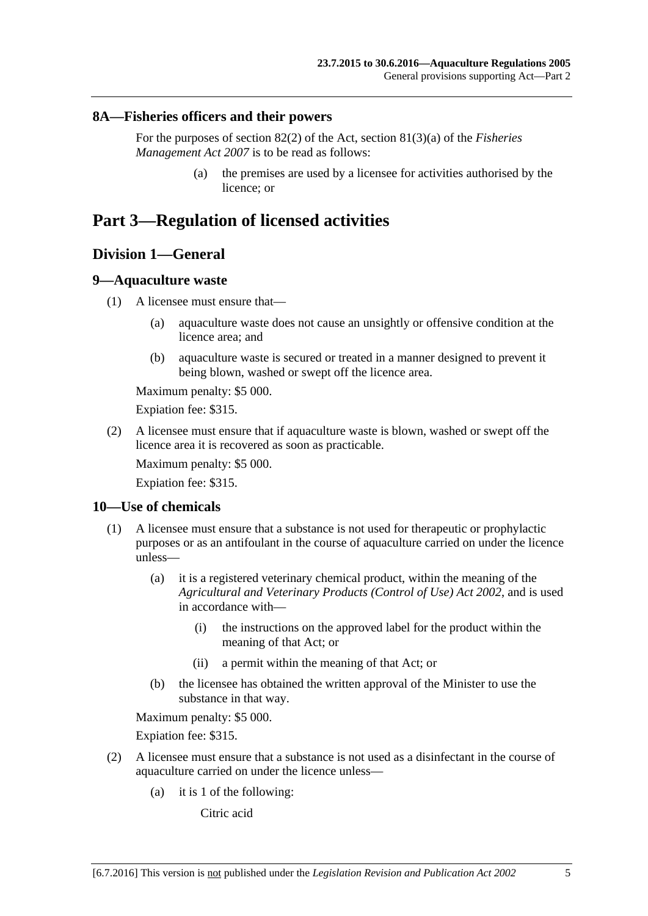### 8A—Fisheries officers and their powers

For the purposes of section 82(2) of the Act, section 81(3)(a) of the *Fisheries Management Act 2007* is to be read as follows:

> (a) the premises are used by a licensee for activities authorised by the licence; or

# Part 3—Regulation of licensed activities

## Division 1—General

### 9—Aquaculture waste

(1) A licensee must ensure that—

> (a) aquaculture waste does not cause an unsightly or offensive condition at the licence area; and
>
> (b) aquaculture waste is secured or treated in a manner designed to prevent it being blown, washed or swept off the licence area.

Maximum penalty: $5 000.

Expiation fee: $315.

(2) A licensee must ensure that if aquaculture waste is blown, washed or swept off the licence area it is recovered as soon as practicable.

Maximum penalty: $5 000.

Expiation fee: $315.

### 10—Use of chemicals

(1) A licensee must ensure that a substance is not used for therapeutic or prophylactic purposes or as an antifoulant in the course of aquaculture carried on under the licence unless—

> (a) it is a registered veterinary chemical product, within the meaning of the *Agricultural and Veterinary Products (Control of Use) Act 2002*, and is used in accordance with—
>
> > (i) the instructions on the approved label for the product within the meaning of that Act; or
> >
> > (ii) a permit within the meaning of that Act; or
>
> (b) the licensee has obtained the written approval of the Minister to use the substance in that way.

Maximum penalty: $5 000.

Expiation fee: $315.

(2) A licensee must ensure that a substance is not used as a disinfectant in the course of aquaculture carried on under the licence unless—

> (a) it is 1 of the following:
>
> Citric acid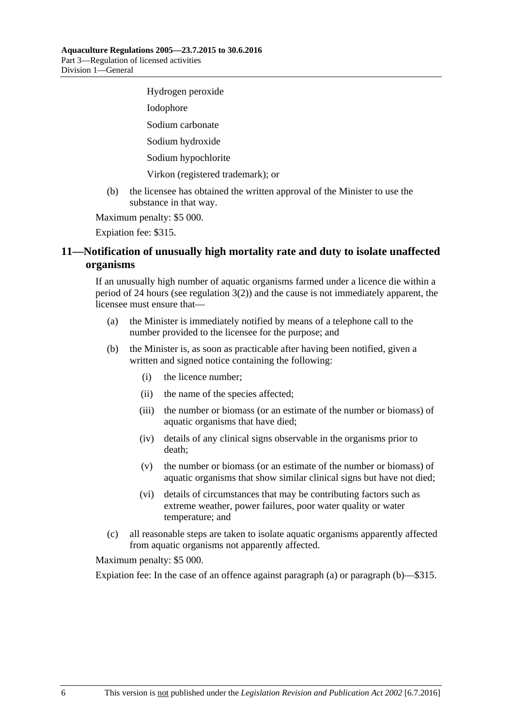Hydrogen peroxide

Iodophore

Sodium carbonate

Sodium hydroxide

Sodium hypochlorite

Virkon (registered trademark); or

(b) the licensee has obtained the written approval of the Minister to use the substance in that way.

Maximum penalty: $5 000.

Expiation fee: $315.

## 11—Notification of unusually high mortality rate and duty to isolate unaffected organisms

If an unusually high number of aquatic organisms farmed under a licence die within a period of 24 hours (see regulation 3(2)) and the cause is not immediately apparent, the licensee must ensure that—

(a) the Minister is immediately notified by means of a telephone call to the number provided to the licensee for the purpose; and

(b) the Minister is, as soon as practicable after having been notified, given a written and signed notice containing the following:

(i) the licence number;

(ii) the name of the species affected;

(iii) the number or biomass (or an estimate of the number or biomass) of aquatic organisms that have died;

(iv) details of any clinical signs observable in the organisms prior to death;

(v) the number or biomass (or an estimate of the number or biomass) of aquatic organisms that show similar clinical signs but have not died;

(vi) details of circumstances that may be contributing factors such as extreme weather, power failures, poor water quality or water temperature; and

(c) all reasonable steps are taken to isolate aquatic organisms apparently affected from aquatic organisms not apparently affected.

Maximum penalty: $5 000.

Expiation fee: In the case of an offence against paragraph (a) or paragraph (b)—$315.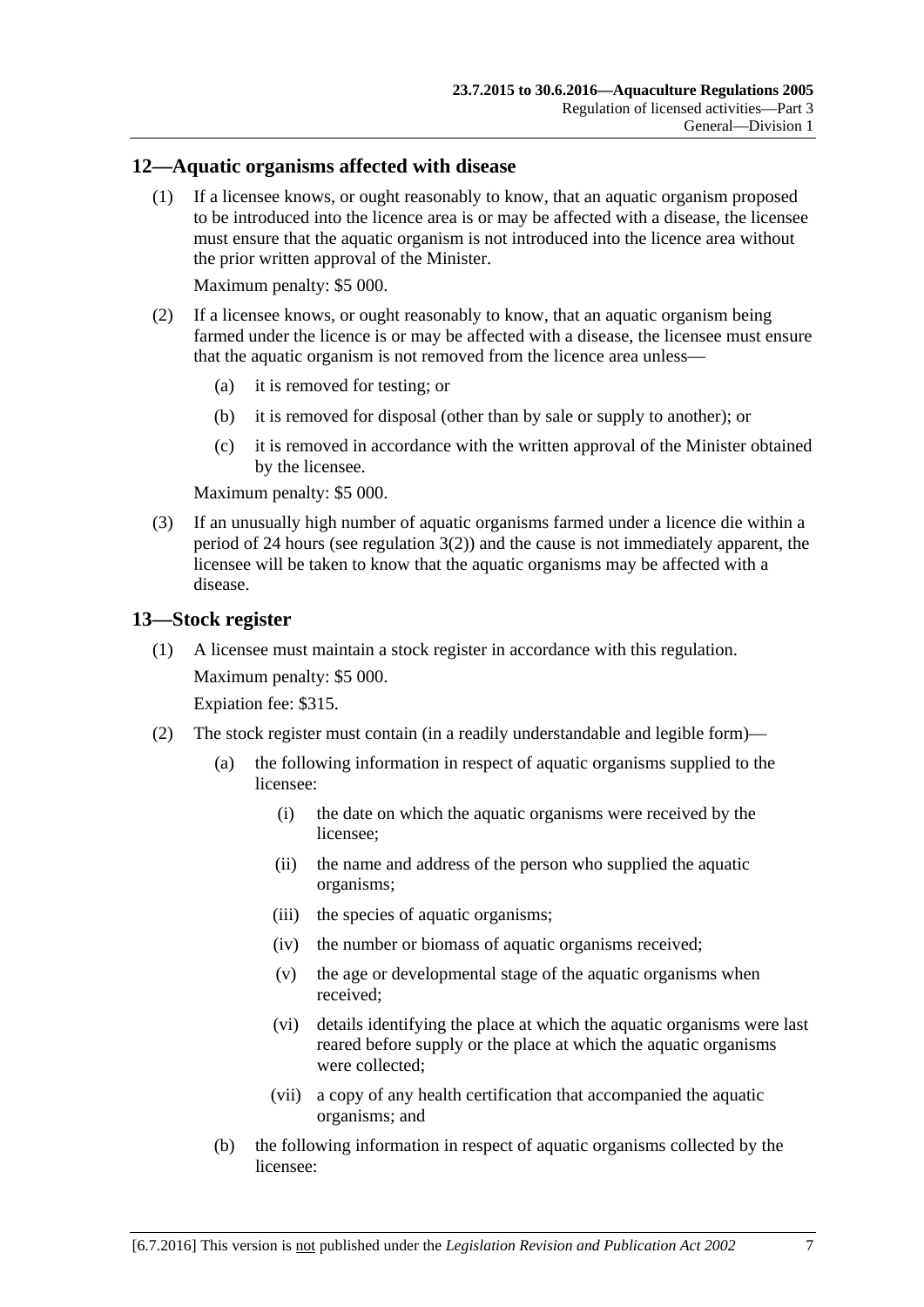## 12—Aquatic organisms affected with disease

(1) If a licensee knows, or ought reasonably to know, that an aquatic organism proposed to be introduced into the licence area is or may be affected with a disease, the licensee must ensure that the aquatic organism is not introduced into the licence area without the prior written approval of the Minister.

Maximum penalty: $5 000.

(2) If a licensee knows, or ought reasonably to know, that an aquatic organism being farmed under the licence is or may be affected with a disease, the licensee must ensure that the aquatic organism is not removed from the licence area unless—

(a) it is removed for testing; or

(b) it is removed for disposal (other than by sale or supply to another); or

(c) it is removed in accordance with the written approval of the Minister obtained by the licensee.

Maximum penalty: $5 000.

(3) If an unusually high number of aquatic organisms farmed under a licence die within a period of 24 hours (see regulation 3(2)) and the cause is not immediately apparent, the licensee will be taken to know that the aquatic organisms may be affected with a disease.

## 13—Stock register

(1) A licensee must maintain a stock register in accordance with this regulation.

Maximum penalty: $5 000.

Expiation fee: $315.

(2) The stock register must contain (in a readily understandable and legible form)—

(a) the following information in respect of aquatic organisms supplied to the licensee:

(i) the date on which the aquatic organisms were received by the licensee;

(ii) the name and address of the person who supplied the aquatic organisms;

(iii) the species of aquatic organisms;

(iv) the number or biomass of aquatic organisms received;

(v) the age or developmental stage of the aquatic organisms when received;

(vi) details identifying the place at which the aquatic organisms were last reared before supply or the place at which the aquatic organisms were collected;

(vii) a copy of any health certification that accompanied the aquatic organisms; and

(b) the following information in respect of aquatic organisms collected by the licensee: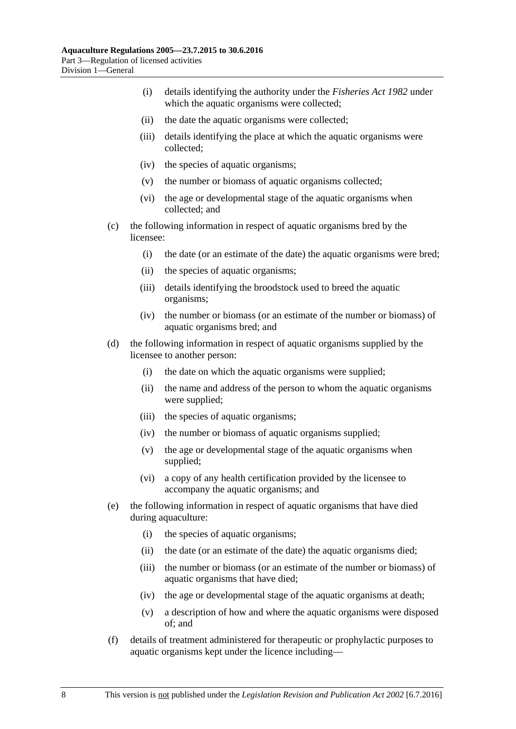(i) details identifying the authority under the *Fisheries Act 1982* under which the aquatic organisms were collected;

(ii) the date the aquatic organisms were collected;

(iii) details identifying the place at which the aquatic organisms were collected;

(iv) the species of aquatic organisms;

(v) the number or biomass of aquatic organisms collected;

(vi) the age or developmental stage of the aquatic organisms when collected; and

(c) the following information in respect of aquatic organisms bred by the licensee:

(i) the date (or an estimate of the date) the aquatic organisms were bred;

(ii) the species of aquatic organisms;

(iii) details identifying the broodstock used to breed the aquatic organisms;

(iv) the number or biomass (or an estimate of the number or biomass) of aquatic organisms bred; and

(d) the following information in respect of aquatic organisms supplied by the licensee to another person:

(i) the date on which the aquatic organisms were supplied;

(ii) the name and address of the person to whom the aquatic organisms were supplied;

(iii) the species of aquatic organisms;

(iv) the number or biomass of aquatic organisms supplied;

(v) the age or developmental stage of the aquatic organisms when supplied;

(vi) a copy of any health certification provided by the licensee to accompany the aquatic organisms; and

(e) the following information in respect of aquatic organisms that have died during aquaculture:

(i) the species of aquatic organisms;

(ii) the date (or an estimate of the date) the aquatic organisms died;

(iii) the number or biomass (or an estimate of the number or biomass) of aquatic organisms that have died;

(iv) the age or developmental stage of the aquatic organisms at death;

(v) a description of how and where the aquatic organisms were disposed of; and

(f) details of treatment administered for therapeutic or prophylactic purposes to aquatic organisms kept under the licence including—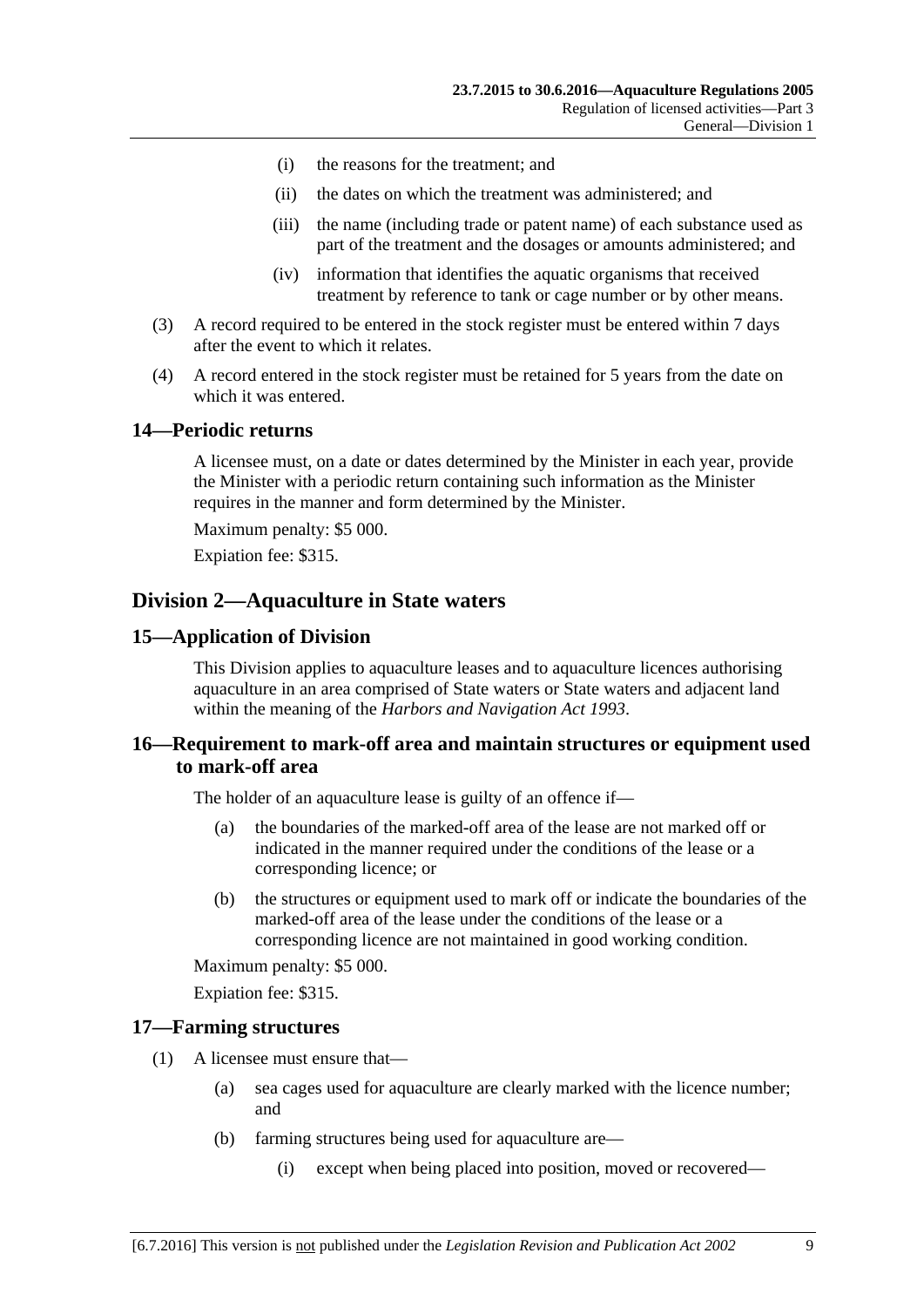(i) the reasons for the treatment; and

(ii) the dates on which the treatment was administered; and

(iii) the name (including trade or patent name) of each substance used as part of the treatment and the dosages or amounts administered; and

(iv) information that identifies the aquatic organisms that received treatment by reference to tank or cage number or by other means.

(3) A record required to be entered in the stock register must be entered within 7 days after the event to which it relates.

(4) A record entered in the stock register must be retained for 5 years from the date on which it was entered.

### 14—Periodic returns

A licensee must, on a date or dates determined by the Minister in each year, provide the Minister with a periodic return containing such information as the Minister requires in the manner and form determined by the Minister.

Maximum penalty: $5 000.

Expiation fee: $315.

## Division 2—Aquaculture in State waters

### 15—Application of Division

This Division applies to aquaculture leases and to aquaculture licences authorising aquaculture in an area comprised of State waters or State waters and adjacent land within the meaning of the *Harbors and Navigation Act 1993*.

### 16—Requirement to mark-off area and maintain structures or equipment used to mark-off area

The holder of an aquaculture lease is guilty of an offence if—

(a) the boundaries of the marked-off area of the lease are not marked off or indicated in the manner required under the conditions of the lease or a corresponding licence; or

(b) the structures or equipment used to mark off or indicate the boundaries of the marked-off area of the lease under the conditions of the lease or a corresponding licence are not maintained in good working condition.

Maximum penalty: $5 000.

Expiation fee: $315.

### 17—Farming structures

(1) A licensee must ensure that—

(a) sea cages used for aquaculture are clearly marked with the licence number; and

(b) farming structures being used for aquaculture are—

(i) except when being placed into position, moved or recovered—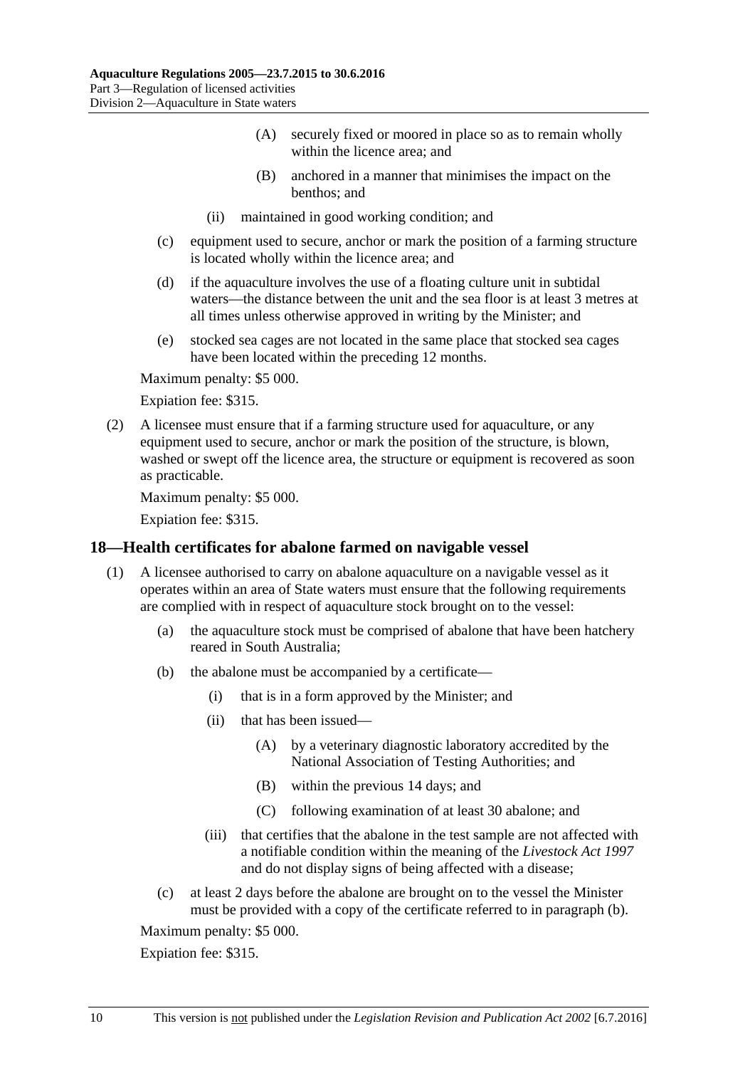(A) securely fixed or moored in place so as to remain wholly within the licence area; and

(B) anchored in a manner that minimises the impact on the benthos; and

(ii) maintained in good working condition; and

(c) equipment used to secure, anchor or mark the position of a farming structure is located wholly within the licence area; and

(d) if the aquaculture involves the use of a floating culture unit in subtidal waters—the distance between the unit and the sea floor is at least 3 metres at all times unless otherwise approved in writing by the Minister; and

(e) stocked sea cages are not located in the same place that stocked sea cages have been located within the preceding 12 months.

Maximum penalty: $5 000.

Expiation fee: $315.

(2) A licensee must ensure that if a farming structure used for aquaculture, or any equipment used to secure, anchor or mark the position of the structure, is blown, washed or swept off the licence area, the structure or equipment is recovered as soon as practicable.

Maximum penalty: $5 000.

Expiation fee: $315.

## 18—Health certificates for abalone farmed on navigable vessel

(1) A licensee authorised to carry on abalone aquaculture on a navigable vessel as it operates within an area of State waters must ensure that the following requirements are complied with in respect of aquaculture stock brought on to the vessel:

(a) the aquaculture stock must be comprised of abalone that have been hatchery reared in South Australia;

(b) the abalone must be accompanied by a certificate—

(i) that is in a form approved by the Minister; and

(ii) that has been issued—

(A) by a veterinary diagnostic laboratory accredited by the National Association of Testing Authorities; and

(B) within the previous 14 days; and

(C) following examination of at least 30 abalone; and

(iii) that certifies that the abalone in the test sample are not affected with a notifiable condition within the meaning of the *Livestock Act 1997* and do not display signs of being affected with a disease;

(c) at least 2 days before the abalone are brought on to the vessel the Minister must be provided with a copy of the certificate referred to in paragraph (b).

Maximum penalty: $5 000.

Expiation fee: $315.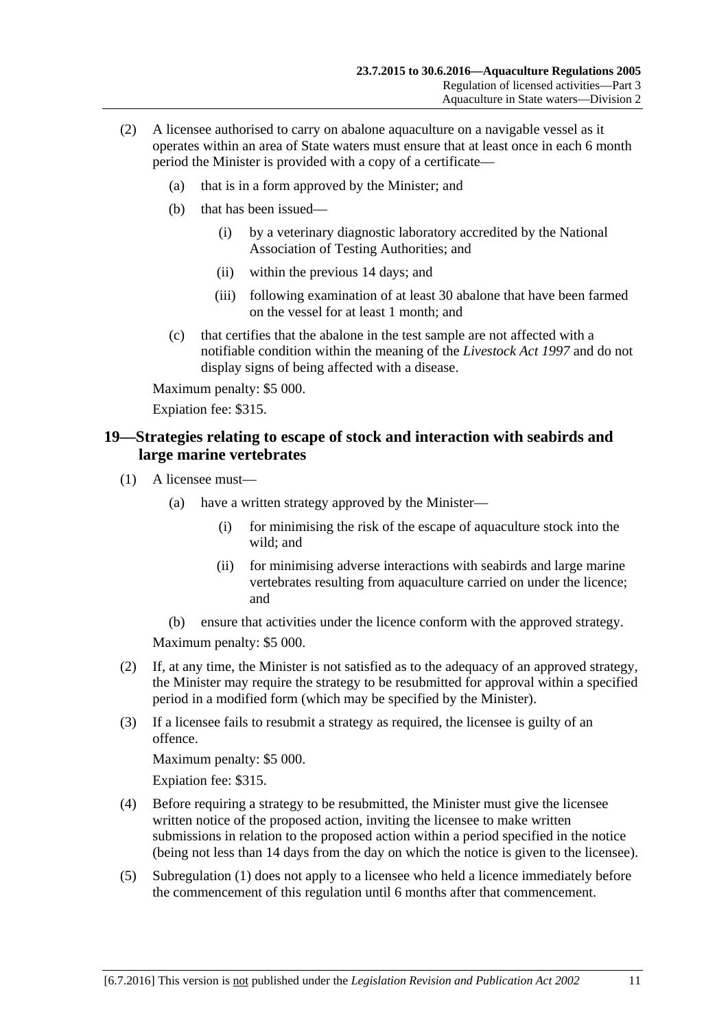(2) A licensee authorised to carry on abalone aquaculture on a navigable vessel as it operates within an area of State waters must ensure that at least once in each 6 month period the Minister is provided with a copy of a certificate—

(a) that is in a form approved by the Minister; and

(b) that has been issued—

(i) by a veterinary diagnostic laboratory accredited by the National Association of Testing Authorities; and

(ii) within the previous 14 days; and

(iii) following examination of at least 30 abalone that have been farmed on the vessel for at least 1 month; and

(c) that certifies that the abalone in the test sample are not affected with a notifiable condition within the meaning of the *Livestock Act 1997* and do not display signs of being affected with a disease.

Maximum penalty: $5 000.

Expiation fee: $315.

## 19—Strategies relating to escape of stock and interaction with seabirds and large marine vertebrates

(1) A licensee must—

(a) have a written strategy approved by the Minister—

(i) for minimising the risk of the escape of aquaculture stock into the wild; and

(ii) for minimising adverse interactions with seabirds and large marine vertebrates resulting from aquaculture carried on under the licence; and

(b) ensure that activities under the licence conform with the approved strategy.

Maximum penalty: $5 000.

(2) If, at any time, the Minister is not satisfied as to the adequacy of an approved strategy, the Minister may require the strategy to be resubmitted for approval within a specified period in a modified form (which may be specified by the Minister).

(3) If a licensee fails to resubmit a strategy as required, the licensee is guilty of an offence.

Maximum penalty: $5 000.

Expiation fee: $315.

(4) Before requiring a strategy to be resubmitted, the Minister must give the licensee written notice of the proposed action, inviting the licensee to make written submissions in relation to the proposed action within a period specified in the notice (being not less than 14 days from the day on which the notice is given to the licensee).

(5) Subregulation (1) does not apply to a licensee who held a licence immediately before the commencement of this regulation until 6 months after that commencement.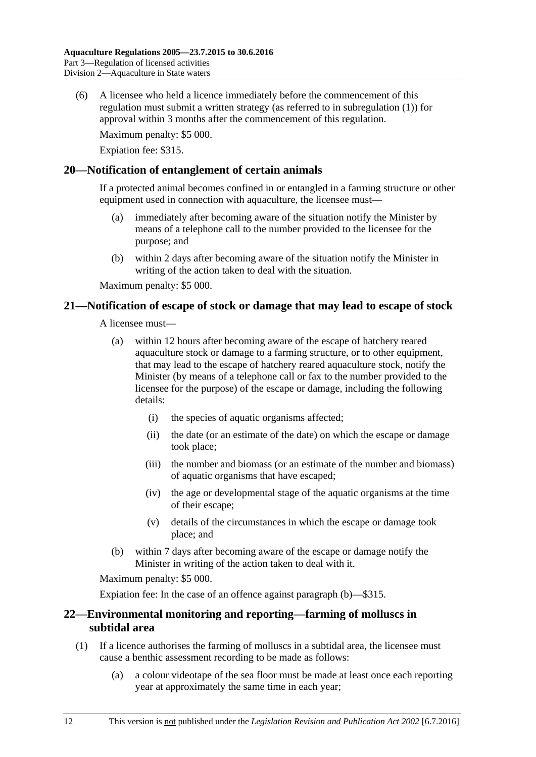(6) A licensee who held a licence immediately before the commencement of this regulation must submit a written strategy (as referred to in subregulation (1)) for approval within 3 months after the commencement of this regulation.

Maximum penalty: $5 000.

Expiation fee: $315.

## 20—Notification of entanglement of certain animals

If a protected animal becomes confined in or entangled in a farming structure or other equipment used in connection with aquaculture, the licensee must—

(a) immediately after becoming aware of the situation notify the Minister by means of a telephone call to the number provided to the licensee for the purpose; and

(b) within 2 days after becoming aware of the situation notify the Minister in writing of the action taken to deal with the situation.

Maximum penalty: $5 000.

## 21—Notification of escape of stock or damage that may lead to escape of stock

A licensee must—

(a) within 12 hours after becoming aware of the escape of hatchery reared aquaculture stock or damage to a farming structure, or to other equipment, that may lead to the escape of hatchery reared aquaculture stock, notify the Minister (by means of a telephone call or fax to the number provided to the licensee for the purpose) of the escape or damage, including the following details:

(i) the species of aquatic organisms affected;

(ii) the date (or an estimate of the date) on which the escape or damage took place;

(iii) the number and biomass (or an estimate of the number and biomass) of aquatic organisms that have escaped;

(iv) the age or developmental stage of the aquatic organisms at the time of their escape;

(v) details of the circumstances in which the escape or damage took place; and

(b) within 7 days after becoming aware of the escape or damage notify the Minister in writing of the action taken to deal with it.

Maximum penalty: $5 000.

Expiation fee: In the case of an offence against paragraph (b)—$315.

## 22—Environmental monitoring and reporting—farming of molluscs in subtidal area

(1) If a licence authorises the farming of molluscs in a subtidal area, the licensee must cause a benthic assessment recording to be made as follows:

(a) a colour videotape of the sea floor must be made at least once each reporting year at approximately the same time in each year;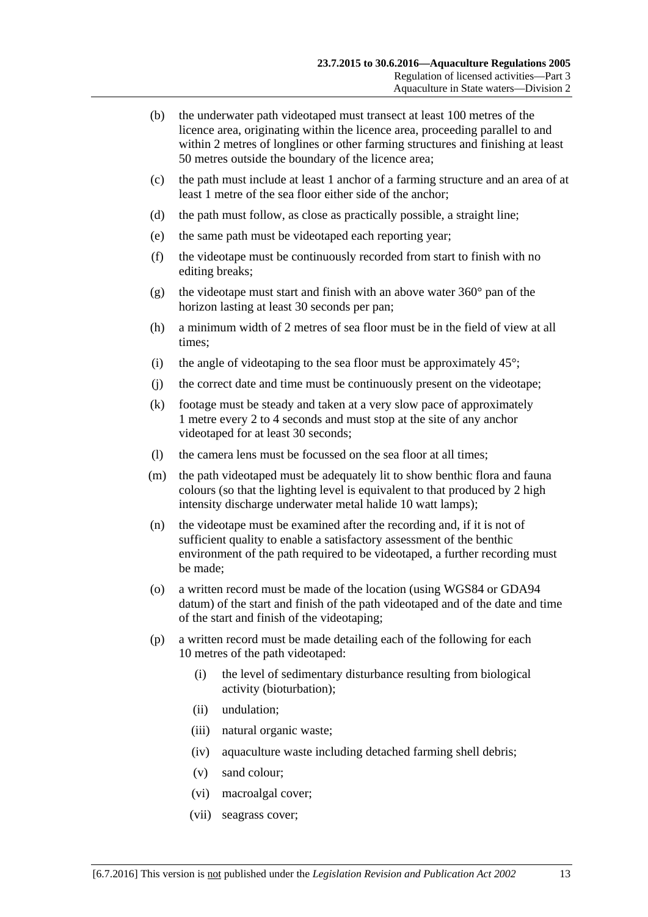(b) the underwater path videotaped must transect at least 100 metres of the licence area, originating within the licence area, proceeding parallel to and within 2 metres of longlines or other farming structures and finishing at least 50 metres outside the boundary of the licence area;

(c) the path must include at least 1 anchor of a farming structure and an area of at least 1 metre of the sea floor either side of the anchor;

(d) the path must follow, as close as practically possible, a straight line;

(e) the same path must be videotaped each reporting year;

(f) the videotape must be continuously recorded from start to finish with no editing breaks;

(g) the videotape must start and finish with an above water 360° pan of the horizon lasting at least 30 seconds per pan;

(h) a minimum width of 2 metres of sea floor must be in the field of view at all times;

(i) the angle of videotaping to the sea floor must be approximately 45°;

(j) the correct date and time must be continuously present on the videotape;

(k) footage must be steady and taken at a very slow pace of approximately 1 metre every 2 to 4 seconds and must stop at the site of any anchor videotaped for at least 30 seconds;

(l) the camera lens must be focussed on the sea floor at all times;

(m) the path videotaped must be adequately lit to show benthic flora and fauna colours (so that the lighting level is equivalent to that produced by 2 high intensity discharge underwater metal halide 10 watt lamps);

(n) the videotape must be examined after the recording and, if it is not of sufficient quality to enable a satisfactory assessment of the benthic environment of the path required to be videotaped, a further recording must be made;

(o) a written record must be made of the location (using WGS84 or GDA94 datum) of the start and finish of the path videotaped and of the date and time of the start and finish of the videotaping;

(p) a written record must be made detailing each of the following for each 10 metres of the path videotaped:

(i) the level of sedimentary disturbance resulting from biological activity (bioturbation);

(ii) undulation;

(iii) natural organic waste;

(iv) aquaculture waste including detached farming shell debris;

(v) sand colour;

(vi) macroalgal cover;

(vii) seagrass cover;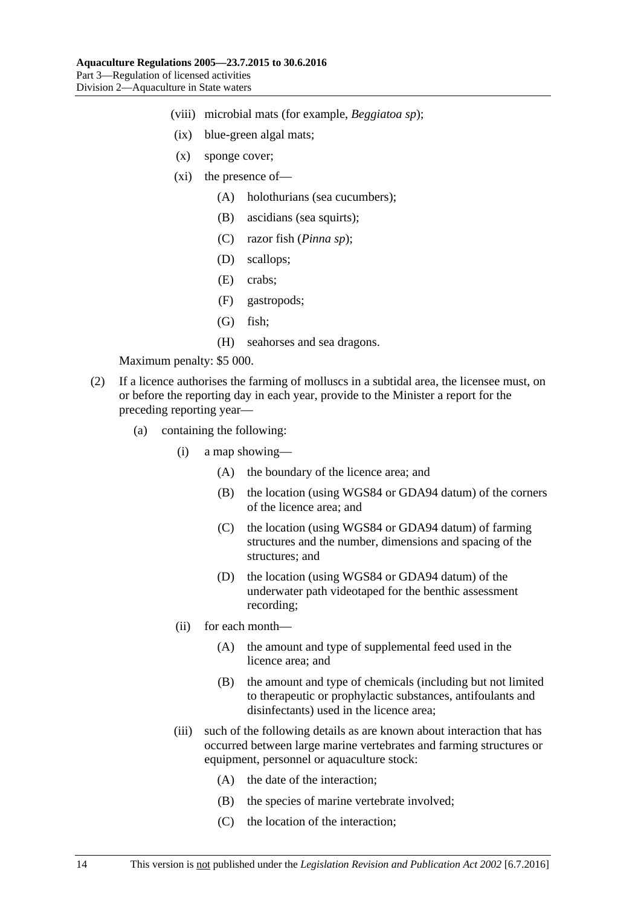(viii) microbial mats (for example, *Beggiatoa sp*);

(ix) blue-green algal mats;

(x) sponge cover;

(xi) the presence of—

(A) holothurians (sea cucumbers);

(B) ascidians (sea squirts);

(C) razor fish (*Pinna sp*);

(D) scallops;

(E) crabs;

(F) gastropods;

(G) fish;

(H) seahorses and sea dragons.

Maximum penalty: $5 000.

(2) If a licence authorises the farming of molluscs in a subtidal area, the licensee must, on or before the reporting day in each year, provide to the Minister a report for the preceding reporting year—

(a) containing the following:

(i) a map showing—

(A) the boundary of the licence area; and

(B) the location (using WGS84 or GDA94 datum) of the corners of the licence area; and

(C) the location (using WGS84 or GDA94 datum) of farming structures and the number, dimensions and spacing of the structures; and

(D) the location (using WGS84 or GDA94 datum) of the underwater path videotaped for the benthic assessment recording;

(ii) for each month—

(A) the amount and type of supplemental feed used in the licence area; and

(B) the amount and type of chemicals (including but not limited to therapeutic or prophylactic substances, antifoulants and disinfectants) used in the licence area;

(iii) such of the following details as are known about interaction that has occurred between large marine vertebrates and farming structures or equipment, personnel or aquaculture stock:

(A) the date of the interaction;

(B) the species of marine vertebrate involved;

(C) the location of the interaction;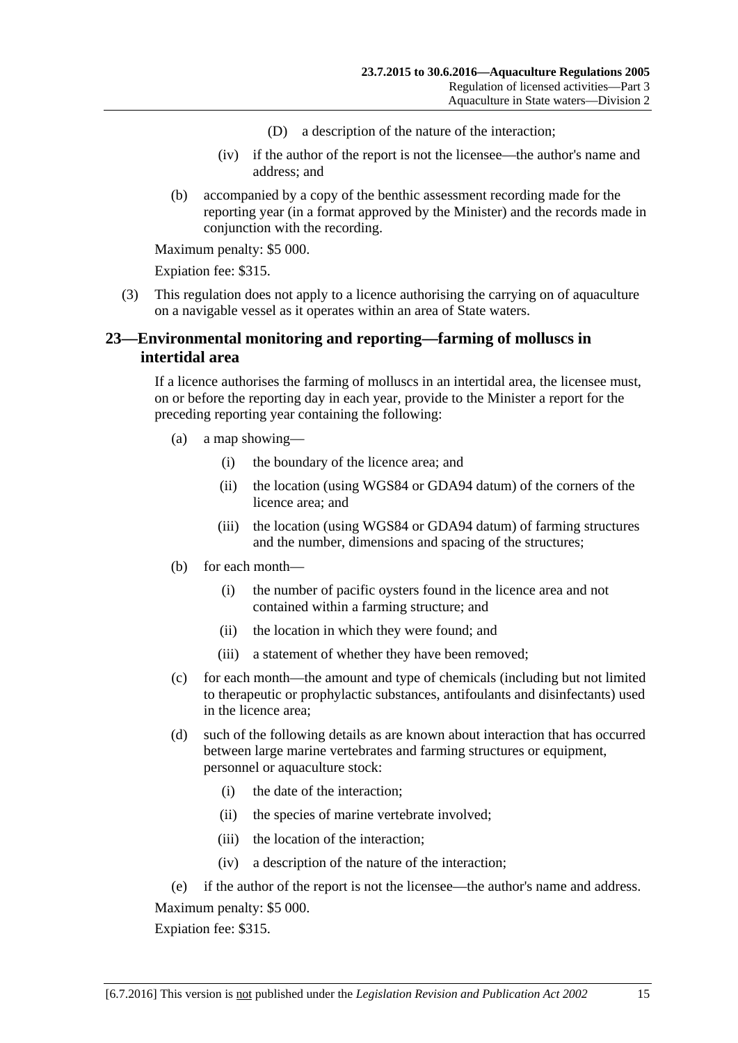(D) a description of the nature of the interaction;

(iv) if the author of the report is not the licensee—the author's name and address; and

(b) accompanied by a copy of the benthic assessment recording made for the reporting year (in a format approved by the Minister) and the records made in conjunction with the recording.

Maximum penalty: $5 000.

Expiation fee: $315.

(3) This regulation does not apply to a licence authorising the carrying on of aquaculture on a navigable vessel as it operates within an area of State waters.

## 23—Environmental monitoring and reporting—farming of molluscs in intertidal area

If a licence authorises the farming of molluscs in an intertidal area, the licensee must, on or before the reporting day in each year, provide to the Minister a report for the preceding reporting year containing the following:

(a) a map showing—

(i) the boundary of the licence area; and

(ii) the location (using WGS84 or GDA94 datum) of the corners of the licence area; and

(iii) the location (using WGS84 or GDA94 datum) of farming structures and the number, dimensions and spacing of the structures;

(b) for each month—

(i) the number of pacific oysters found in the licence area and not contained within a farming structure; and

(ii) the location in which they were found; and

(iii) a statement of whether they have been removed;

(c) for each month—the amount and type of chemicals (including but not limited to therapeutic or prophylactic substances, antifoulants and disinfectants) used in the licence area;

(d) such of the following details as are known about interaction that has occurred between large marine vertebrates and farming structures or equipment, personnel or aquaculture stock:

(i) the date of the interaction;

(ii) the species of marine vertebrate involved;

(iii) the location of the interaction;

(iv) a description of the nature of the interaction;

(e) if the author of the report is not the licensee—the author's name and address.

Maximum penalty: $5 000.

Expiation fee: $315.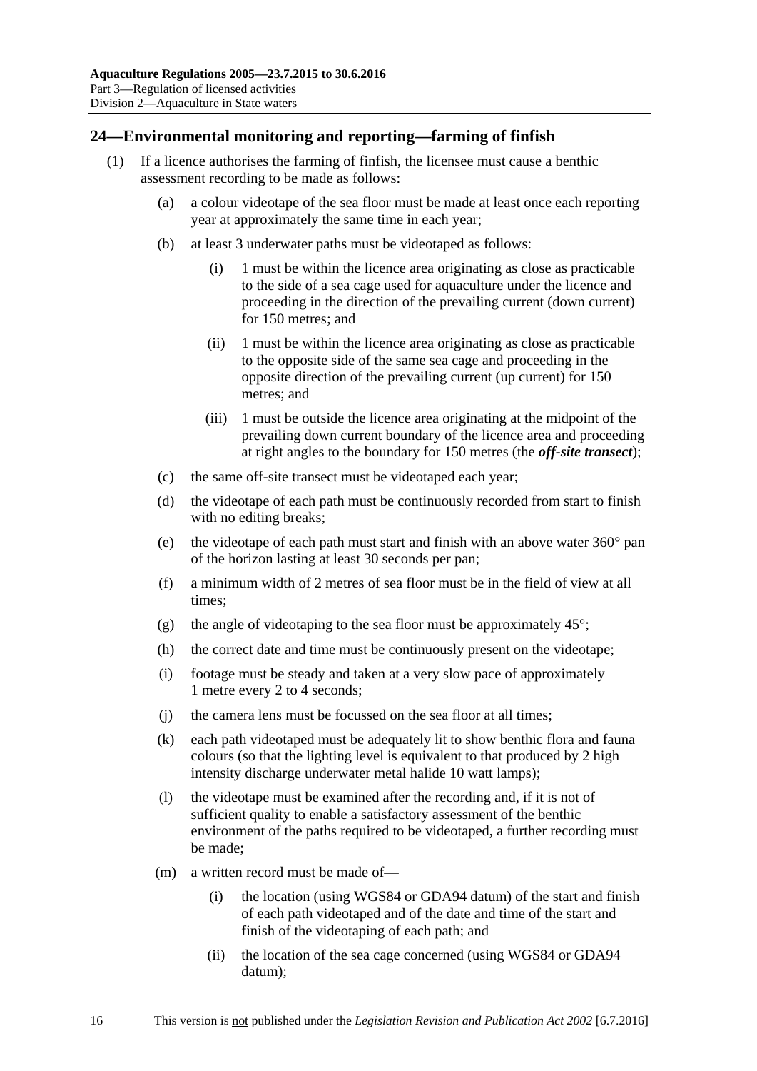## 24—Environmental monitoring and reporting—farming of finfish

(1) If a licence authorises the farming of finfish, the licensee must cause a benthic assessment recording to be made as follows:

(a) a colour videotape of the sea floor must be made at least once each reporting year at approximately the same time in each year;

(b) at least 3 underwater paths must be videotaped as follows:

(i) 1 must be within the licence area originating as close as practicable to the side of a sea cage used for aquaculture under the licence and proceeding in the direction of the prevailing current (down current) for 150 metres; and

(ii) 1 must be within the licence area originating as close as practicable to the opposite side of the same sea cage and proceeding in the opposite direction of the prevailing current (up current) for 150 metres; and

(iii) 1 must be outside the licence area originating at the midpoint of the prevailing down current boundary of the licence area and proceeding at right angles to the boundary for 150 metres (the ***off-site transect***);

(c) the same off-site transect must be videotaped each year;

(d) the videotape of each path must be continuously recorded from start to finish with no editing breaks;

(e) the videotape of each path must start and finish with an above water 360° pan of the horizon lasting at least 30 seconds per pan;

(f) a minimum width of 2 metres of sea floor must be in the field of view at all times;

(g) the angle of videotaping to the sea floor must be approximately 45°;

(h) the correct date and time must be continuously present on the videotape;

(i) footage must be steady and taken at a very slow pace of approximately 1 metre every 2 to 4 seconds;

(j) the camera lens must be focussed on the sea floor at all times;

(k) each path videotaped must be adequately lit to show benthic flora and fauna colours (so that the lighting level is equivalent to that produced by 2 high intensity discharge underwater metal halide 10 watt lamps);

(l) the videotape must be examined after the recording and, if it is not of sufficient quality to enable a satisfactory assessment of the benthic environment of the paths required to be videotaped, a further recording must be made;

(m) a written record must be made of—

(i) the location (using WGS84 or GDA94 datum) of the start and finish of each path videotaped and of the date and time of the start and finish of the videotaping of each path; and

(ii) the location of the sea cage concerned (using WGS84 or GDA94 datum);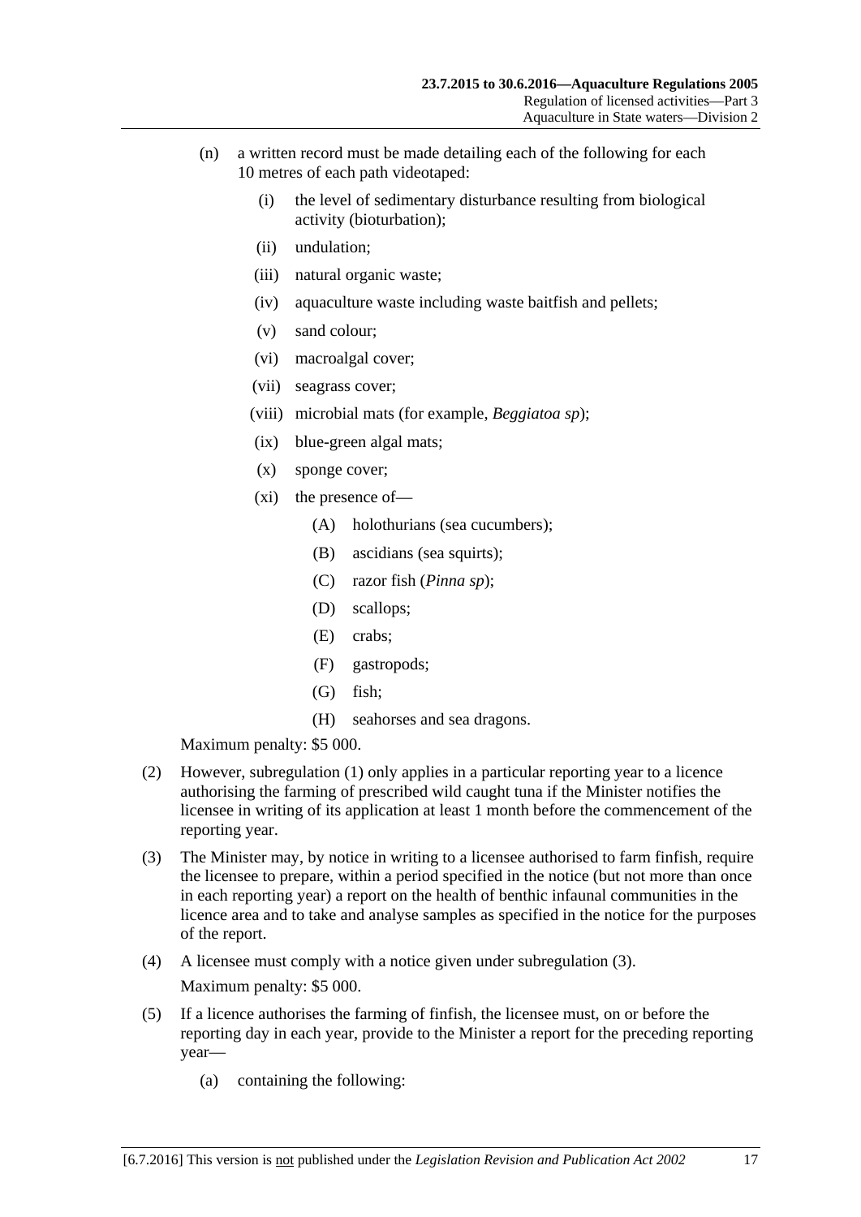(n) a written record must be made detailing each of the following for each 10 metres of each path videotaped:

 (i) the level of sedimentary disturbance resulting from biological activity (bioturbation);

 (ii) undulation;

 (iii) natural organic waste;

 (iv) aquaculture waste including waste baitfish and pellets;

 (v) sand colour;

 (vi) macroalgal cover;

 (vii) seagrass cover;

 (viii) microbial mats (for example, *Beggiatoa sp*);

 (ix) blue-green algal mats;

 (x) sponge cover;

 (xi) the presence of—

  (A) holothurians (sea cucumbers);

  (B) ascidians (sea squirts);

  (C) razor fish (*Pinna sp*);

  (D) scallops;

  (E) crabs;

  (F) gastropods;

  (G) fish;

  (H) seahorses and sea dragons.

Maximum penalty: $5 000.

(2) However, subregulation (1) only applies in a particular reporting year to a licence authorising the farming of prescribed wild caught tuna if the Minister notifies the licensee in writing of its application at least 1 month before the commencement of the reporting year.

(3) The Minister may, by notice in writing to a licensee authorised to farm finfish, require the licensee to prepare, within a period specified in the notice (but not more than once in each reporting year) a report on the health of benthic infaunal communities in the licence area and to take and analyse samples as specified in the notice for the purposes of the report.

(4) A licensee must comply with a notice given under subregulation (3).

Maximum penalty: $5 000.

(5) If a licence authorises the farming of finfish, the licensee must, on or before the reporting day in each year, provide to the Minister a report for the preceding reporting year—

 (a) containing the following: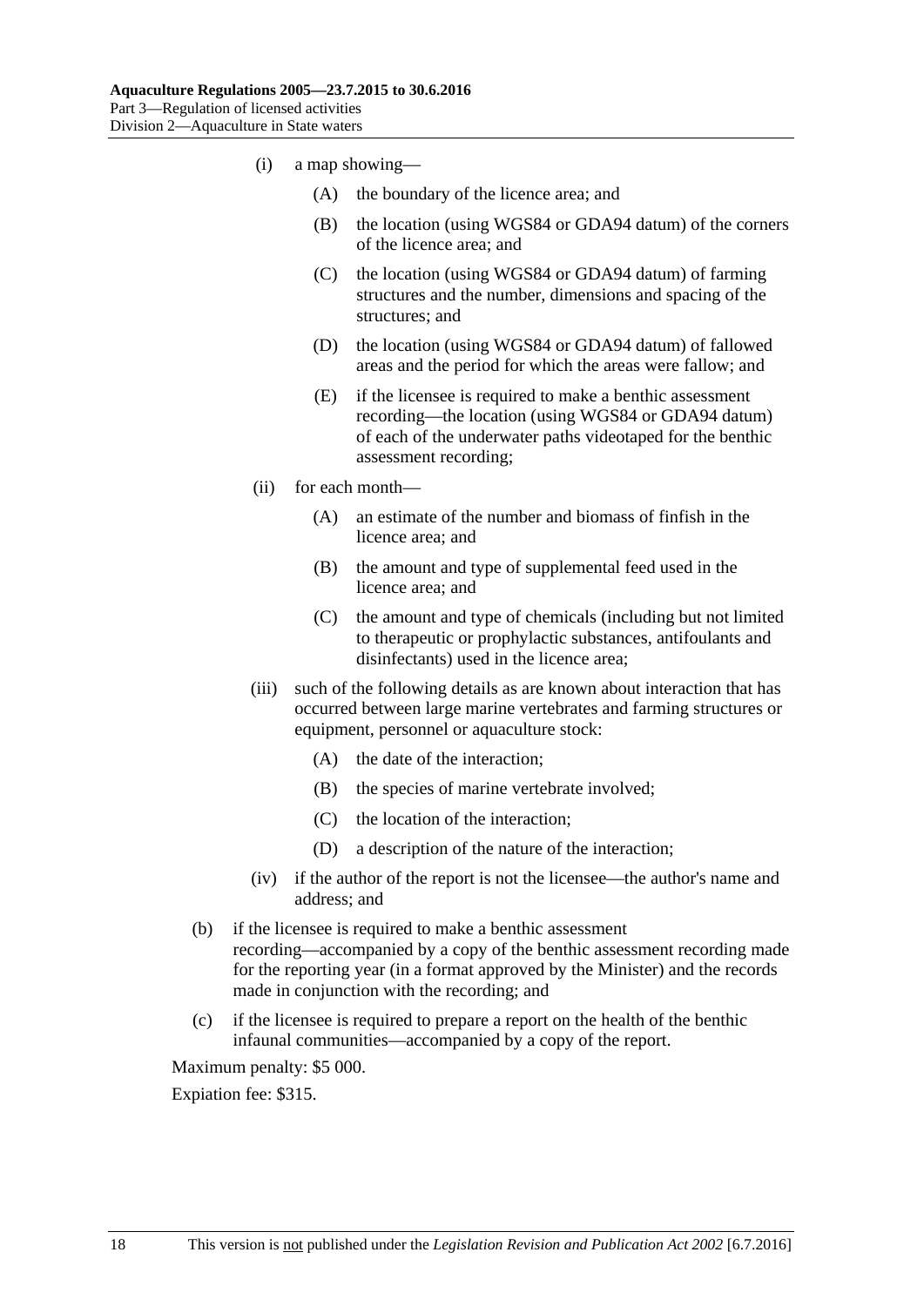(i) a map showing—

(A) the boundary of the licence area; and

(B) the location (using WGS84 or GDA94 datum) of the corners of the licence area; and

(C) the location (using WGS84 or GDA94 datum) of farming structures and the number, dimensions and spacing of the structures; and

(D) the location (using WGS84 or GDA94 datum) of fallowed areas and the period for which the areas were fallow; and

(E) if the licensee is required to make a benthic assessment recording—the location (using WGS84 or GDA94 datum) of each of the underwater paths videotaped for the benthic assessment recording;

(ii) for each month—

(A) an estimate of the number and biomass of finfish in the licence area; and

(B) the amount and type of supplemental feed used in the licence area; and

(C) the amount and type of chemicals (including but not limited to therapeutic or prophylactic substances, antifoulants and disinfectants) used in the licence area;

(iii) such of the following details as are known about interaction that has occurred between large marine vertebrates and farming structures or equipment, personnel or aquaculture stock:

(A) the date of the interaction;

(B) the species of marine vertebrate involved;

(C) the location of the interaction;

(D) a description of the nature of the interaction;

(iv) if the author of the report is not the licensee—the author's name and address; and

(b) if the licensee is required to make a benthic assessment recording—accompanied by a copy of the benthic assessment recording made for the reporting year (in a format approved by the Minister) and the records made in conjunction with the recording; and

(c) if the licensee is required to prepare a report on the health of the benthic infaunal communities—accompanied by a copy of the report.

Maximum penalty: $5 000.

Expiation fee: $315.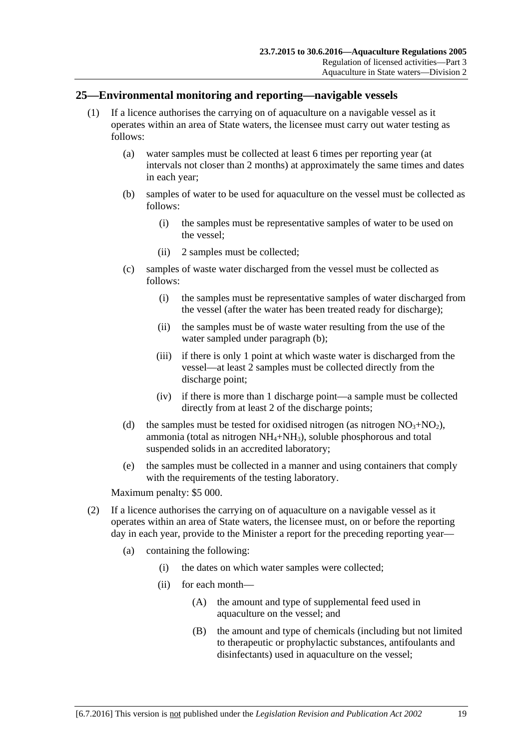## 25—Environmental monitoring and reporting—navigable vessels

(1) If a licence authorises the carrying on of aquaculture on a navigable vessel as it operates within an area of State waters, the licensee must carry out water testing as follows:

(a) water samples must be collected at least 6 times per reporting year (at intervals not closer than 2 months) at approximately the same times and dates in each year;

(b) samples of water to be used for aquaculture on the vessel must be collected as follows:

(i) the samples must be representative samples of water to be used on the vessel;

(ii) 2 samples must be collected;

(c) samples of waste water discharged from the vessel must be collected as follows:

(i) the samples must be representative samples of water discharged from the vessel (after the water has been treated ready for discharge);

(ii) the samples must be of waste water resulting from the use of the water sampled under paragraph (b);

(iii) if there is only 1 point at which waste water is discharged from the vessel—at least 2 samples must be collected directly from the discharge point;

(iv) if there is more than 1 discharge point—a sample must be collected directly from at least 2 of the discharge points;

(d) the samples must be tested for oxidised nitrogen (as nitrogen $NO_3$+$NO_2$), ammonia (total as nitrogen $NH_4$+$NH_3$), soluble phosphorous and total suspended solids in an accredited laboratory;

(e) the samples must be collected in a manner and using containers that comply with the requirements of the testing laboratory.

Maximum penalty: $5 000.

(2) If a licence authorises the carrying on of aquaculture on a navigable vessel as it operates within an area of State waters, the licensee must, on or before the reporting day in each year, provide to the Minister a report for the preceding reporting year—

(a) containing the following:

(i) the dates on which water samples were collected;

(ii) for each month—

(A) the amount and type of supplemental feed used in aquaculture on the vessel; and

(B) the amount and type of chemicals (including but not limited to therapeutic or prophylactic substances, antifoulants and disinfectants) used in aquaculture on the vessel;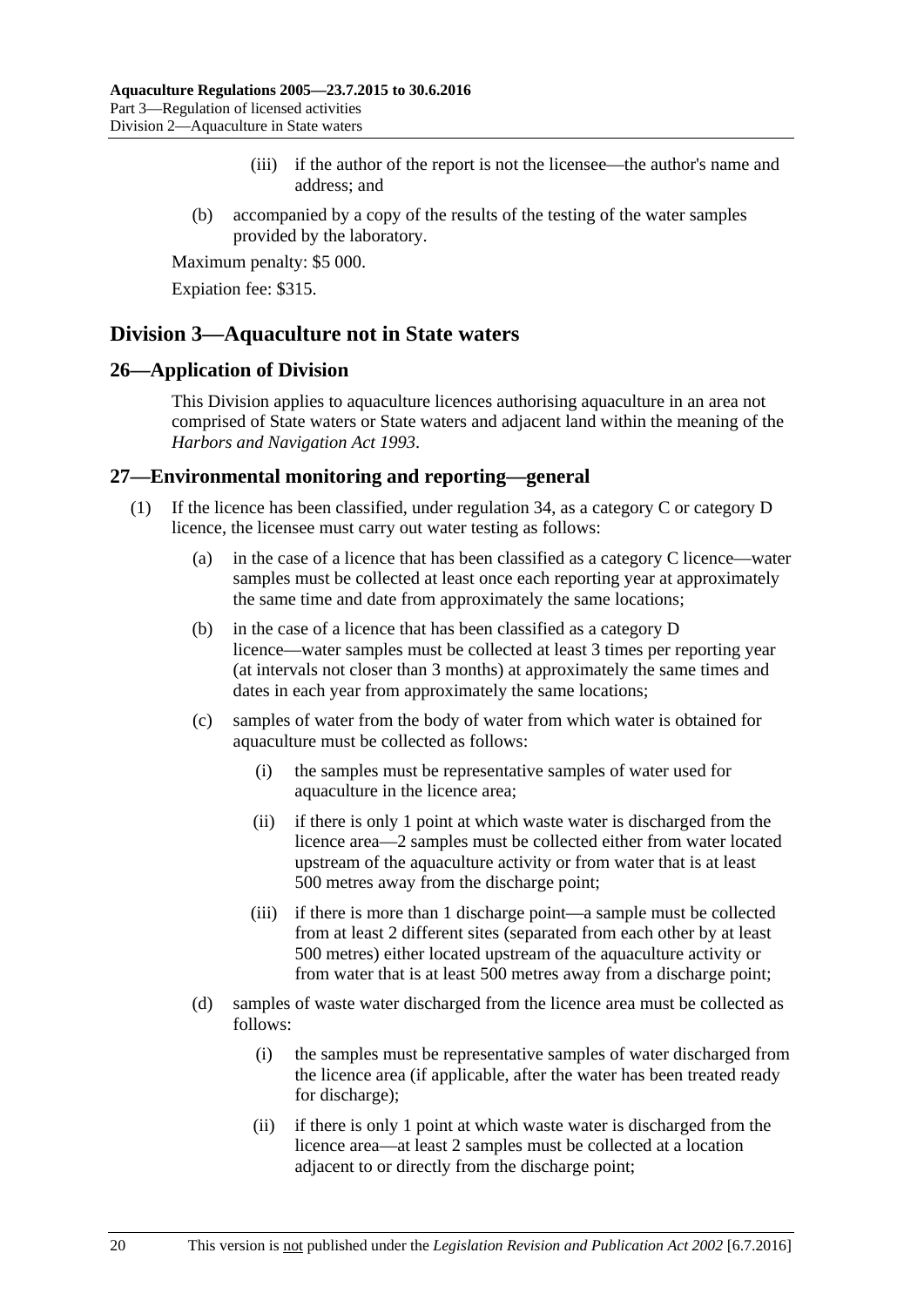(iii) if the author of the report is not the licensee—the author's name and address; and

(b) accompanied by a copy of the results of the testing of the water samples provided by the laboratory.

Maximum penalty: $5 000.

Expiation fee: $315.

## Division 3—Aquaculture not in State waters

### 26—Application of Division

This Division applies to aquaculture licences authorising aquaculture in an area not comprised of State waters or State waters and adjacent land within the meaning of the *Harbors and Navigation Act 1993*.

### 27—Environmental monitoring and reporting—general

(1) If the licence has been classified, under regulation 34, as a category C or category D licence, the licensee must carry out water testing as follows:

(a) in the case of a licence that has been classified as a category C licence—water samples must be collected at least once each reporting year at approximately the same time and date from approximately the same locations;

(b) in the case of a licence that has been classified as a category D licence—water samples must be collected at least 3 times per reporting year (at intervals not closer than 3 months) at approximately the same times and dates in each year from approximately the same locations;

(c) samples of water from the body of water from which water is obtained for aquaculture must be collected as follows:

(i) the samples must be representative samples of water used for aquaculture in the licence area;

(ii) if there is only 1 point at which waste water is discharged from the licence area—2 samples must be collected either from water located upstream of the aquaculture activity or from water that is at least 500 metres away from the discharge point;

(iii) if there is more than 1 discharge point—a sample must be collected from at least 2 different sites (separated from each other by at least 500 metres) either located upstream of the aquaculture activity or from water that is at least 500 metres away from a discharge point;

(d) samples of waste water discharged from the licence area must be collected as follows:

(i) the samples must be representative samples of water discharged from the licence area (if applicable, after the water has been treated ready for discharge);

(ii) if there is only 1 point at which waste water is discharged from the licence area—at least 2 samples must be collected at a location adjacent to or directly from the discharge point;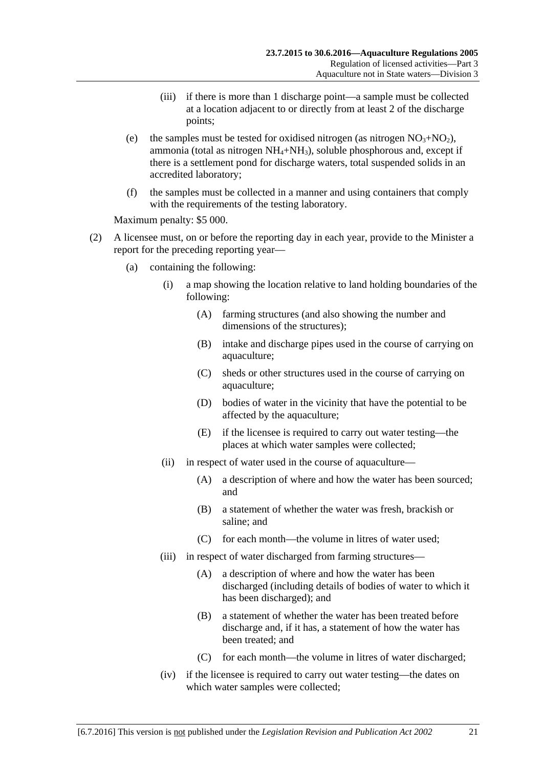(iii) if there is more than 1 discharge point—a sample must be collected at a location adjacent to or directly from at least 2 of the discharge points;

(e) the samples must be tested for oxidised nitrogen (as nitrogen $NO_3$+$NO_2$), ammonia (total as nitrogen $NH_4$+$NH_3$), soluble phosphorous and, except if there is a settlement pond for discharge waters, total suspended solids in an accredited laboratory;

(f) the samples must be collected in a manner and using containers that comply with the requirements of the testing laboratory.

Maximum penalty: $5 000.

(2) A licensee must, on or before the reporting day in each year, provide to the Minister a report for the preceding reporting year—

(a) containing the following:

(i) a map showing the location relative to land holding boundaries of the following:

(A) farming structures (and also showing the number and dimensions of the structures);

(B) intake and discharge pipes used in the course of carrying on aquaculture;

(C) sheds or other structures used in the course of carrying on aquaculture;

(D) bodies of water in the vicinity that have the potential to be affected by the aquaculture;

(E) if the licensee is required to carry out water testing—the places at which water samples were collected;

(ii) in respect of water used in the course of aquaculture—

(A) a description of where and how the water has been sourced; and

(B) a statement of whether the water was fresh, brackish or saline; and

(C) for each month—the volume in litres of water used;

(iii) in respect of water discharged from farming structures—

(A) a description of where and how the water has been discharged (including details of bodies of water to which it has been discharged); and

(B) a statement of whether the water has been treated before discharge and, if it has, a statement of how the water has been treated; and

(C) for each month—the volume in litres of water discharged;

(iv) if the licensee is required to carry out water testing—the dates on which water samples were collected;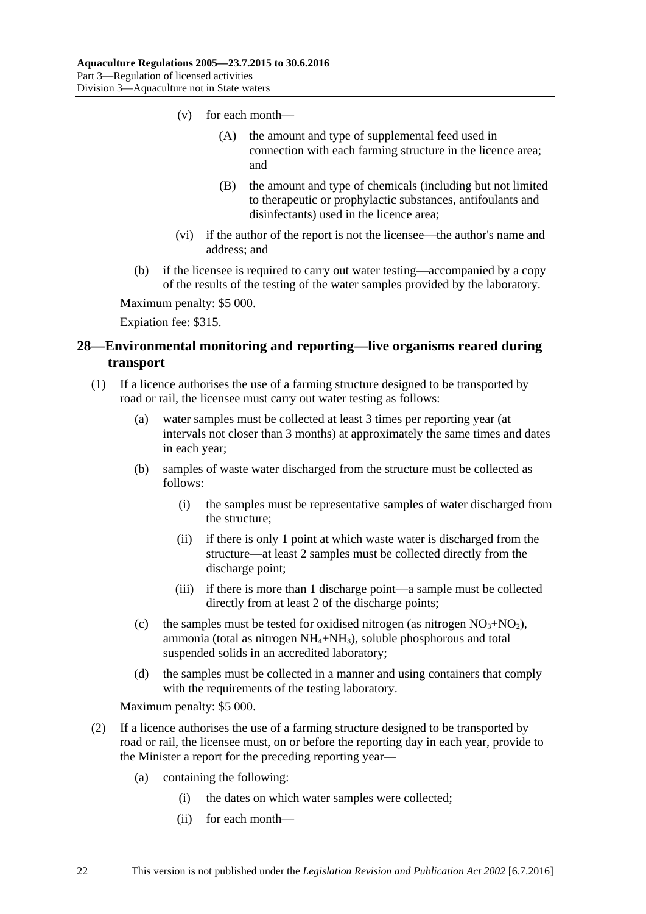(v) for each month—

(A) the amount and type of supplemental feed used in connection with each farming structure in the licence area; and

(B) the amount and type of chemicals (including but not limited to therapeutic or prophylactic substances, antifoulants and disinfectants) used in the licence area;

(vi) if the author of the report is not the licensee—the author's name and address; and

(b) if the licensee is required to carry out water testing—accompanied by a copy of the results of the testing of the water samples provided by the laboratory.

Maximum penalty: $5 000.

Expiation fee: $315.

## 28—Environmental monitoring and reporting—live organisms reared during transport

(1) If a licence authorises the use of a farming structure designed to be transported by road or rail, the licensee must carry out water testing as follows:

(a) water samples must be collected at least 3 times per reporting year (at intervals not closer than 3 months) at approximately the same times and dates in each year;

(b) samples of waste water discharged from the structure must be collected as follows:

(i) the samples must be representative samples of water discharged from the structure;

(ii) if there is only 1 point at which waste water is discharged from the structure—at least 2 samples must be collected directly from the discharge point;

(iii) if there is more than 1 discharge point—a sample must be collected directly from at least 2 of the discharge points;

(c) the samples must be tested for oxidised nitrogen (as nitrogen $NO_3$+$NO_2$), ammonia (total as nitrogen $NH_4$+$NH_3$), soluble phosphorous and total suspended solids in an accredited laboratory;

(d) the samples must be collected in a manner and using containers that comply with the requirements of the testing laboratory.

Maximum penalty: $5 000.

(2) If a licence authorises the use of a farming structure designed to be transported by road or rail, the licensee must, on or before the reporting day in each year, provide to the Minister a report for the preceding reporting year—

(a) containing the following:

(i) the dates on which water samples were collected;

(ii) for each month—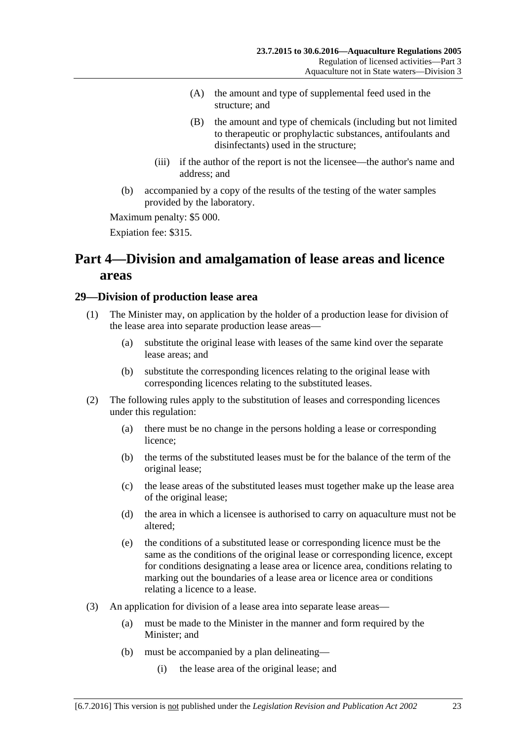(A) the amount and type of supplemental feed used in the structure; and

(B) the amount and type of chemicals (including but not limited to therapeutic or prophylactic substances, antifoulants and disinfectants) used in the structure;

(iii) if the author of the report is not the licensee—the author's name and address; and

(b) accompanied by a copy of the results of the testing of the water samples provided by the laboratory.

Maximum penalty: $5 000.

Expiation fee: $315.

# Part 4—Division and amalgamation of lease areas and licence areas

## 29—Division of production lease area

(1) The Minister may, on application by the holder of a production lease for division of the lease area into separate production lease areas—

(a) substitute the original lease with leases of the same kind over the separate lease areas; and

(b) substitute the corresponding licences relating to the original lease with corresponding licences relating to the substituted leases.

(2) The following rules apply to the substitution of leases and corresponding licences under this regulation:

(a) there must be no change in the persons holding a lease or corresponding licence;

(b) the terms of the substituted leases must be for the balance of the term of the original lease;

(c) the lease areas of the substituted leases must together make up the lease area of the original lease;

(d) the area in which a licensee is authorised to carry on aquaculture must not be altered;

(e) the conditions of a substituted lease or corresponding licence must be the same as the conditions of the original lease or corresponding licence, except for conditions designating a lease area or licence area, conditions relating to marking out the boundaries of a lease area or licence area or conditions relating a licence to a lease.

(3) An application for division of a lease area into separate lease areas—

(a) must be made to the Minister in the manner and form required by the Minister; and

(b) must be accompanied by a plan delineating—

(i) the lease area of the original lease; and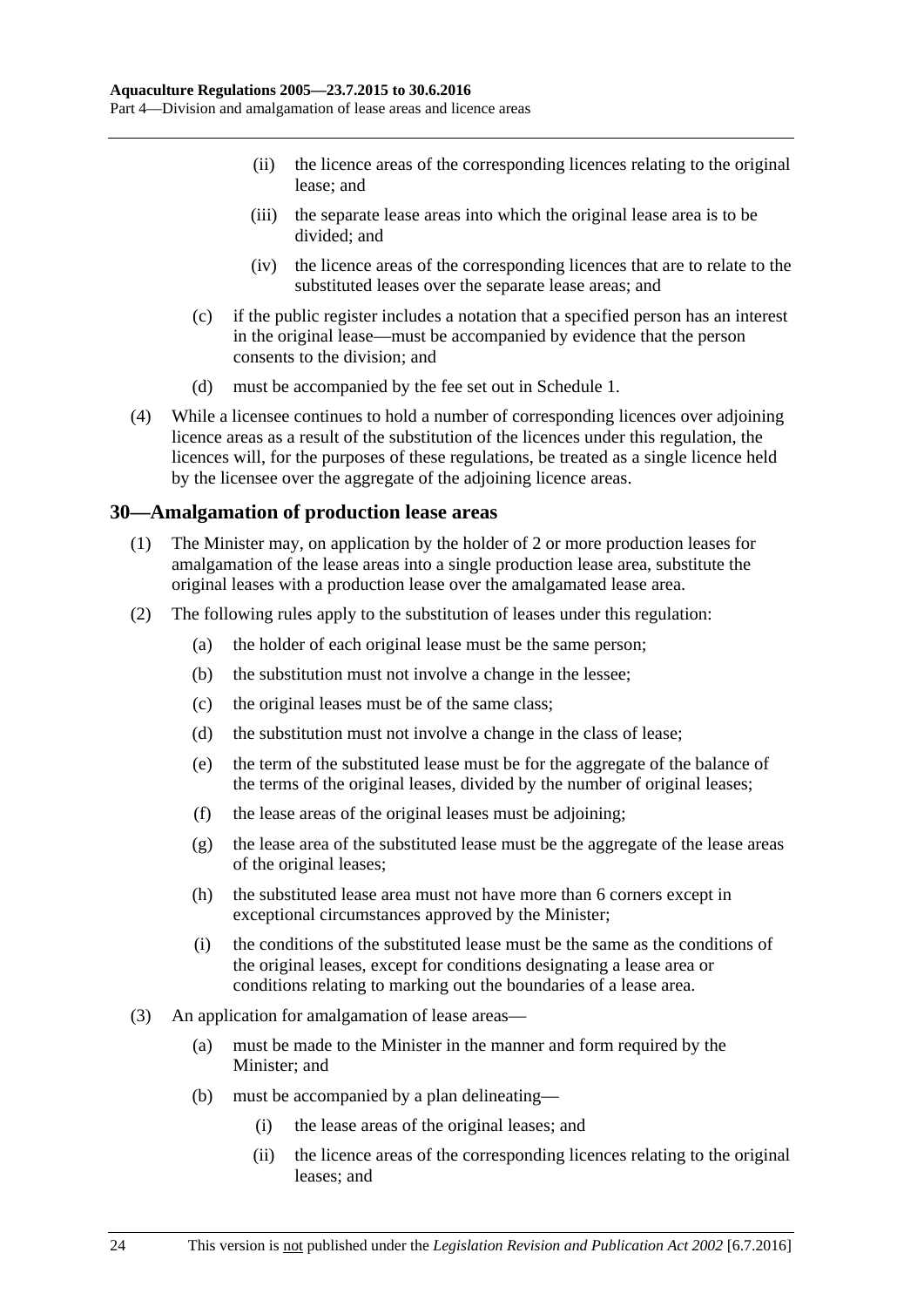(ii) the licence areas of the corresponding licences relating to the original lease; and

(iii) the separate lease areas into which the original lease area is to be divided; and

(iv) the licence areas of the corresponding licences that are to relate to the substituted leases over the separate lease areas; and

(c) if the public register includes a notation that a specified person has an interest in the original lease—must be accompanied by evidence that the person consents to the division; and

(d) must be accompanied by the fee set out in Schedule 1.

(4) While a licensee continues to hold a number of corresponding licences over adjoining licence areas as a result of the substitution of the licences under this regulation, the licences will, for the purposes of these regulations, be treated as a single licence held by the licensee over the aggregate of the adjoining licence areas.

## 30—Amalgamation of production lease areas

(1) The Minister may, on application by the holder of 2 or more production leases for amalgamation of the lease areas into a single production lease area, substitute the original leases with a production lease over the amalgamated lease area.

(2) The following rules apply to the substitution of leases under this regulation:

(a) the holder of each original lease must be the same person;

(b) the substitution must not involve a change in the lessee;

(c) the original leases must be of the same class;

(d) the substitution must not involve a change in the class of lease;

(e) the term of the substituted lease must be for the aggregate of the balance of the terms of the original leases, divided by the number of original leases;

(f) the lease areas of the original leases must be adjoining;

(g) the lease area of the substituted lease must be the aggregate of the lease areas of the original leases;

(h) the substituted lease area must not have more than 6 corners except in exceptional circumstances approved by the Minister;

(i) the conditions of the substituted lease must be the same as the conditions of the original leases, except for conditions designating a lease area or conditions relating to marking out the boundaries of a lease area.

(3) An application for amalgamation of lease areas—

(a) must be made to the Minister in the manner and form required by the Minister; and

(b) must be accompanied by a plan delineating—

(i) the lease areas of the original leases; and

(ii) the licence areas of the corresponding licences relating to the original leases; and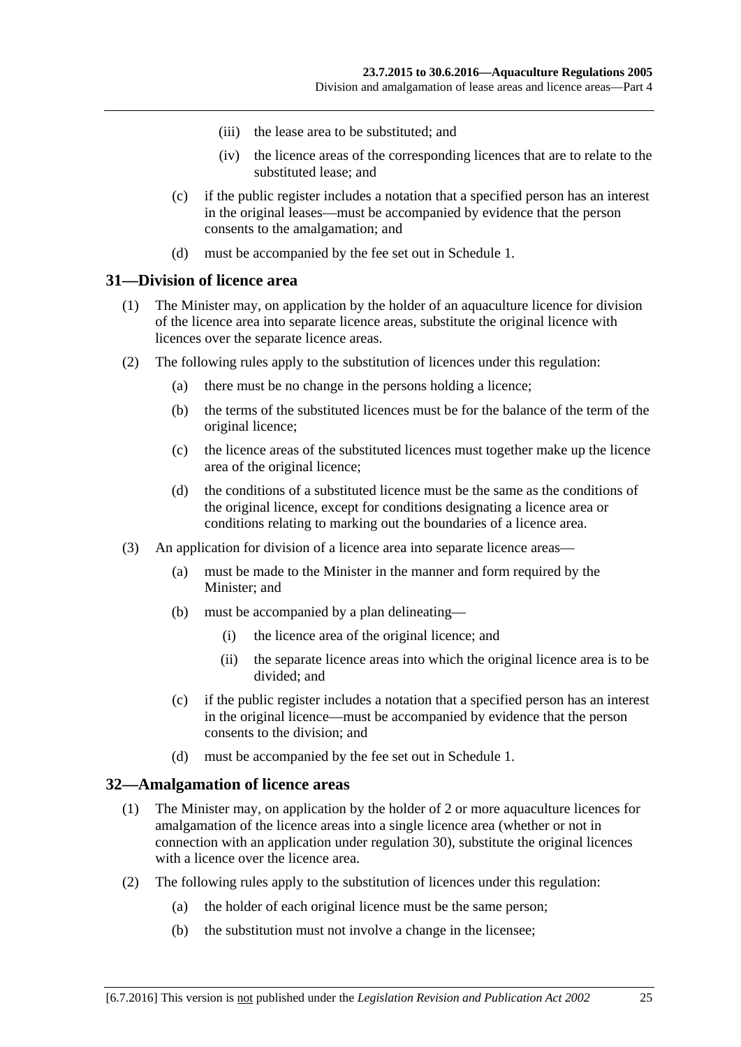(iii) the lease area to be substituted; and

(iv) the licence areas of the corresponding licences that are to relate to the substituted lease; and

(c) if the public register includes a notation that a specified person has an interest in the original leases—must be accompanied by evidence that the person consents to the amalgamation; and

(d) must be accompanied by the fee set out in Schedule 1.

## 31—Division of licence area

(1) The Minister may, on application by the holder of an aquaculture licence for division of the licence area into separate licence areas, substitute the original licence with licences over the separate licence areas.

(2) The following rules apply to the substitution of licences under this regulation:

(a) there must be no change in the persons holding a licence;

(b) the terms of the substituted licences must be for the balance of the term of the original licence;

(c) the licence areas of the substituted licences must together make up the licence area of the original licence;

(d) the conditions of a substituted licence must be the same as the conditions of the original licence, except for conditions designating a licence area or conditions relating to marking out the boundaries of a licence area.

(3) An application for division of a licence area into separate licence areas—

(a) must be made to the Minister in the manner and form required by the Minister; and

(b) must be accompanied by a plan delineating—

(i) the licence area of the original licence; and

(ii) the separate licence areas into which the original licence area is to be divided; and

(c) if the public register includes a notation that a specified person has an interest in the original licence—must be accompanied by evidence that the person consents to the division; and

(d) must be accompanied by the fee set out in Schedule 1.

## 32—Amalgamation of licence areas

(1) The Minister may, on application by the holder of 2 or more aquaculture licences for amalgamation of the licence areas into a single licence area (whether or not in connection with an application under regulation 30), substitute the original licences with a licence over the licence area.

(2) The following rules apply to the substitution of licences under this regulation:

(a) the holder of each original licence must be the same person;

(b) the substitution must not involve a change in the licensee;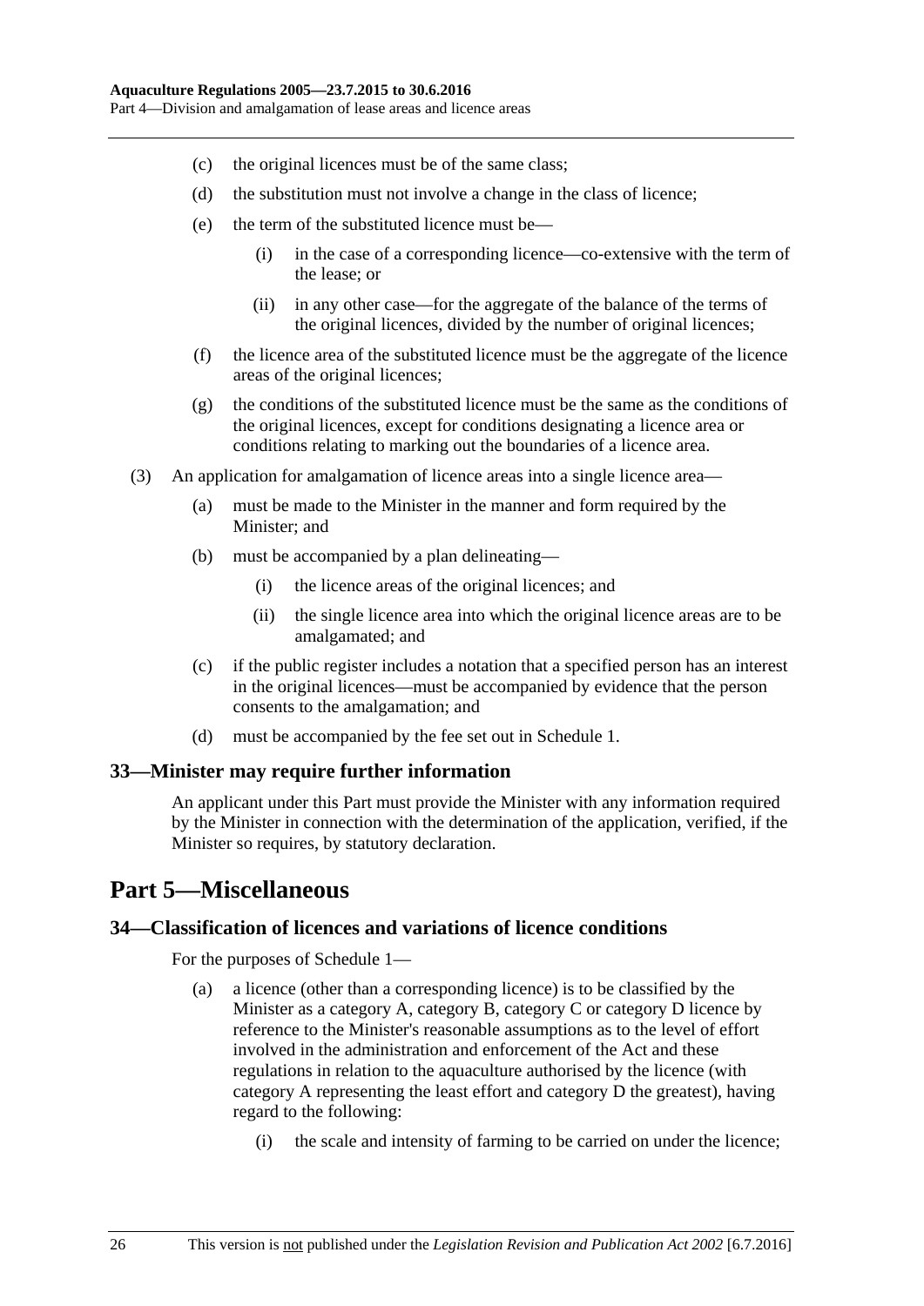(c) the original licences must be of the same class;

(d) the substitution must not involve a change in the class of licence;

(e) the term of the substituted licence must be—

(i) in the case of a corresponding licence—co-extensive with the term of the lease; or

(ii) in any other case—for the aggregate of the balance of the terms of the original licences, divided by the number of original licences;

(f) the licence area of the substituted licence must be the aggregate of the licence areas of the original licences;

(g) the conditions of the substituted licence must be the same as the conditions of the original licences, except for conditions designating a licence area or conditions relating to marking out the boundaries of a licence area.

(3) An application for amalgamation of licence areas into a single licence area—

(a) must be made to the Minister in the manner and form required by the Minister; and

(b) must be accompanied by a plan delineating—

(i) the licence areas of the original licences; and

(ii) the single licence area into which the original licence areas are to be amalgamated; and

(c) if the public register includes a notation that a specified person has an interest in the original licences—must be accompanied by evidence that the person consents to the amalgamation; and

(d) must be accompanied by the fee set out in Schedule 1.

### 33—Minister may require further information

An applicant under this Part must provide the Minister with any information required by the Minister in connection with the determination of the application, verified, if the Minister so requires, by statutory declaration.

## Part 5—Miscellaneous

### 34—Classification of licences and variations of licence conditions

For the purposes of Schedule 1—

(a) a licence (other than a corresponding licence) is to be classified by the Minister as a category A, category B, category C or category D licence by reference to the Minister's reasonable assumptions as to the level of effort involved in the administration and enforcement of the Act and these regulations in relation to the aquaculture authorised by the licence (with category A representing the least effort and category D the greatest), having regard to the following:

(i) the scale and intensity of farming to be carried on under the licence;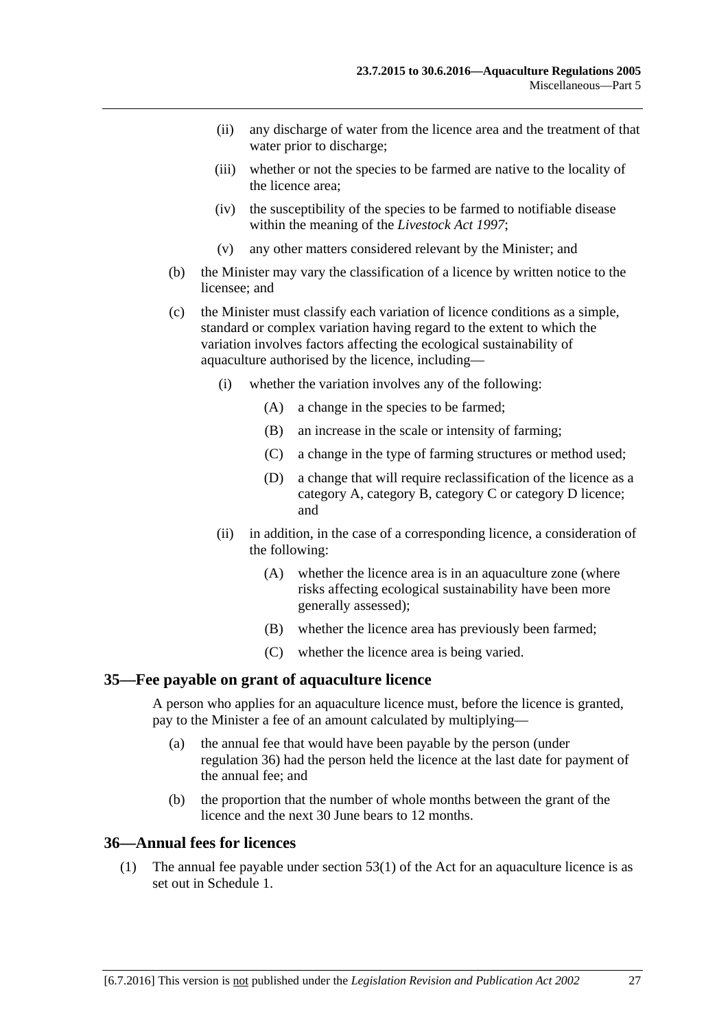(ii) any discharge of water from the licence area and the treatment of that water prior to discharge;

(iii) whether or not the species to be farmed are native to the locality of the licence area;

(iv) the susceptibility of the species to be farmed to notifiable disease within the meaning of the *Livestock Act 1997*;

(v) any other matters considered relevant by the Minister; and

(b) the Minister may vary the classification of a licence by written notice to the licensee; and

(c) the Minister must classify each variation of licence conditions as a simple, standard or complex variation having regard to the extent to which the variation involves factors affecting the ecological sustainability of aquaculture authorised by the licence, including—

(i) whether the variation involves any of the following:

(A) a change in the species to be farmed;

(B) an increase in the scale or intensity of farming;

(C) a change in the type of farming structures or method used;

(D) a change that will require reclassification of the licence as a category A, category B, category C or category D licence; and

(ii) in addition, in the case of a corresponding licence, a consideration of the following:

(A) whether the licence area is in an aquaculture zone (where risks affecting ecological sustainability have been more generally assessed);

(B) whether the licence area has previously been farmed;

(C) whether the licence area is being varied.

## 35—Fee payable on grant of aquaculture licence

A person who applies for an aquaculture licence must, before the licence is granted, pay to the Minister a fee of an amount calculated by multiplying—

(a) the annual fee that would have been payable by the person (under regulation 36) had the person held the licence at the last date for payment of the annual fee; and

(b) the proportion that the number of whole months between the grant of the licence and the next 30 June bears to 12 months.

## 36—Annual fees for licences

(1) The annual fee payable under section 53(1) of the Act for an aquaculture licence is as set out in Schedule 1.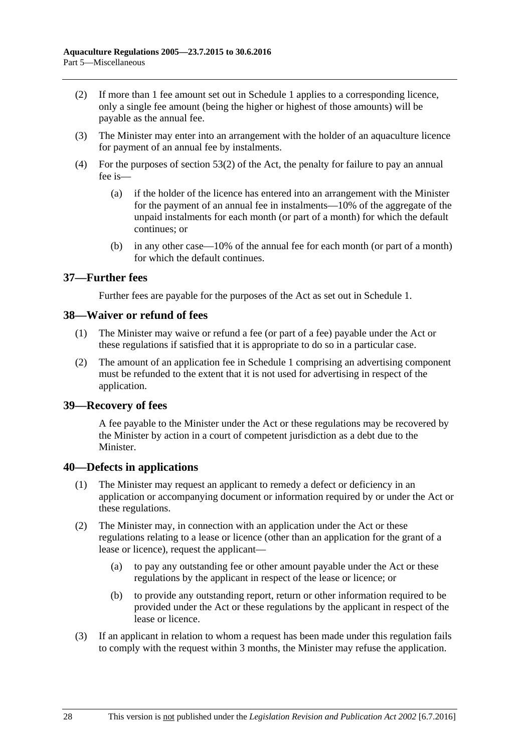(2) If more than 1 fee amount set out in Schedule 1 applies to a corresponding licence, only a single fee amount (being the higher or highest of those amounts) will be payable as the annual fee.

(3) The Minister may enter into an arrangement with the holder of an aquaculture licence for payment of an annual fee by instalments.

(4) For the purposes of section 53(2) of the Act, the penalty for failure to pay an annual fee is—

(a) if the holder of the licence has entered into an arrangement with the Minister for the payment of an annual fee in instalments—10% of the aggregate of the unpaid instalments for each month (or part of a month) for which the default continues; or

(b) in any other case—10% of the annual fee for each month (or part of a month) for which the default continues.

## 37—Further fees

Further fees are payable for the purposes of the Act as set out in Schedule 1.

## 38—Waiver or refund of fees

(1) The Minister may waive or refund a fee (or part of a fee) payable under the Act or these regulations if satisfied that it is appropriate to do so in a particular case.

(2) The amount of an application fee in Schedule 1 comprising an advertising component must be refunded to the extent that it is not used for advertising in respect of the application.

## 39—Recovery of fees

A fee payable to the Minister under the Act or these regulations may be recovered by the Minister by action in a court of competent jurisdiction as a debt due to the Minister.

## 40—Defects in applications

(1) The Minister may request an applicant to remedy a defect or deficiency in an application or accompanying document or information required by or under the Act or these regulations.

(2) The Minister may, in connection with an application under the Act or these regulations relating to a lease or licence (other than an application for the grant of a lease or licence), request the applicant—

(a) to pay any outstanding fee or other amount payable under the Act or these regulations by the applicant in respect of the lease or licence; or

(b) to provide any outstanding report, return or other information required to be provided under the Act or these regulations by the applicant in respect of the lease or licence.

(3) If an applicant in relation to whom a request has been made under this regulation fails to comply with the request within 3 months, the Minister may refuse the application.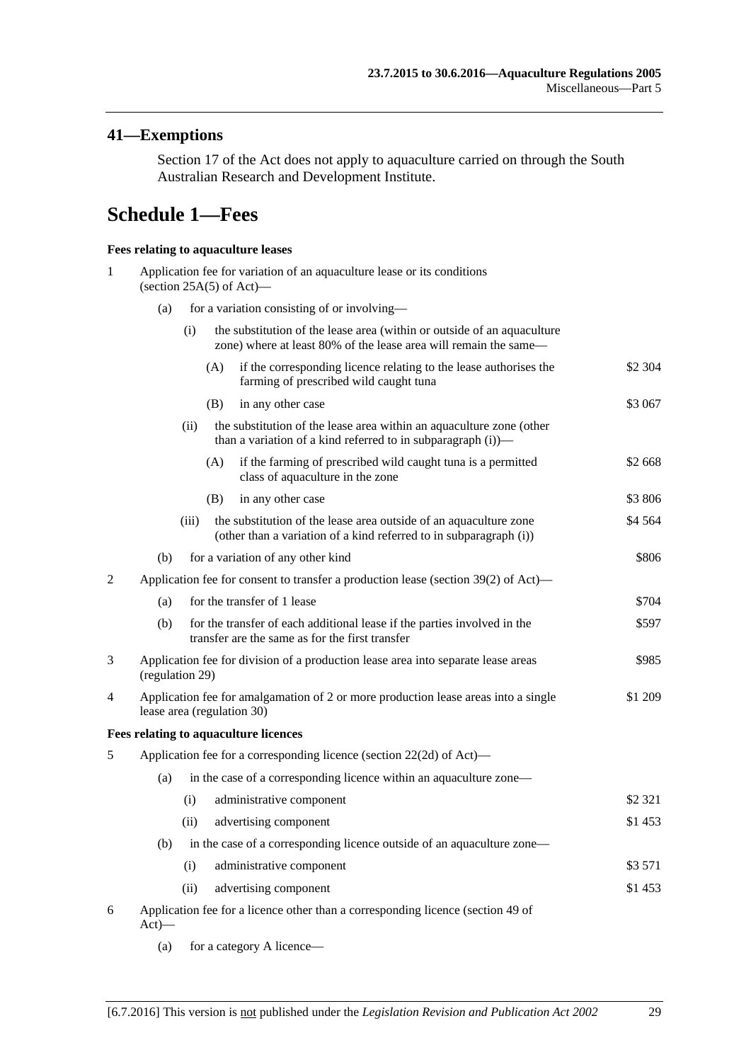## 41—Exemptions

Section 17 of the Act does not apply to aquaculture carried on through the South Australian Research and Development Institute.

# Schedule 1—Fees

**Fees relating to aquaculture leases**

1 Application fee for variation of an aquaculture lease or its conditions (section 25A(5) of Act)—

  (a) for a variation consisting of or involving—

    (i) the substitution of the lease area (within or outside of an aquaculture zone) where at least 80% of the lease area will remain the same—

      (A) if the corresponding licence relating to the lease authorises the farming of prescribed wild caught tuna — $2 304

      (B) in any other case — $3 067

    (ii) the substitution of the lease area within an aquaculture zone (other than a variation of a kind referred to in subparagraph (i))—

      (A) if the farming of prescribed wild caught tuna is a permitted class of aquaculture in the zone — $2 668

      (B) in any other case — $3 806

    (iii) the substitution of the lease area outside of an aquaculture zone (other than a variation of a kind referred to in subparagraph (i)) — $4 564

  (b) for a variation of any other kind — $806

2 Application fee for consent to transfer a production lease (section 39(2) of Act)—

  (a) for the transfer of 1 lease — $704

  (b) for the transfer of each additional lease if the parties involved in the transfer are the same as for the first transfer — $597

3 Application fee for division of a production lease area into separate lease areas (regulation 29) — $985

4 Application fee for amalgamation of 2 or more production lease areas into a single lease area (regulation 30) — $1 209

**Fees relating to aquaculture licences**

5 Application fee for a corresponding licence (section 22(2d) of Act)—

  (a) in the case of a corresponding licence within an aquaculture zone—

    (i) administrative component — $2 321

    (ii) advertising component — $1 453

  (b) in the case of a corresponding licence outside of an aquaculture zone—

    (i) administrative component — $3 571

    (ii) advertising component — $1 453

6 Application fee for a licence other than a corresponding licence (section 49 of Act)—

  (a) for a category A licence—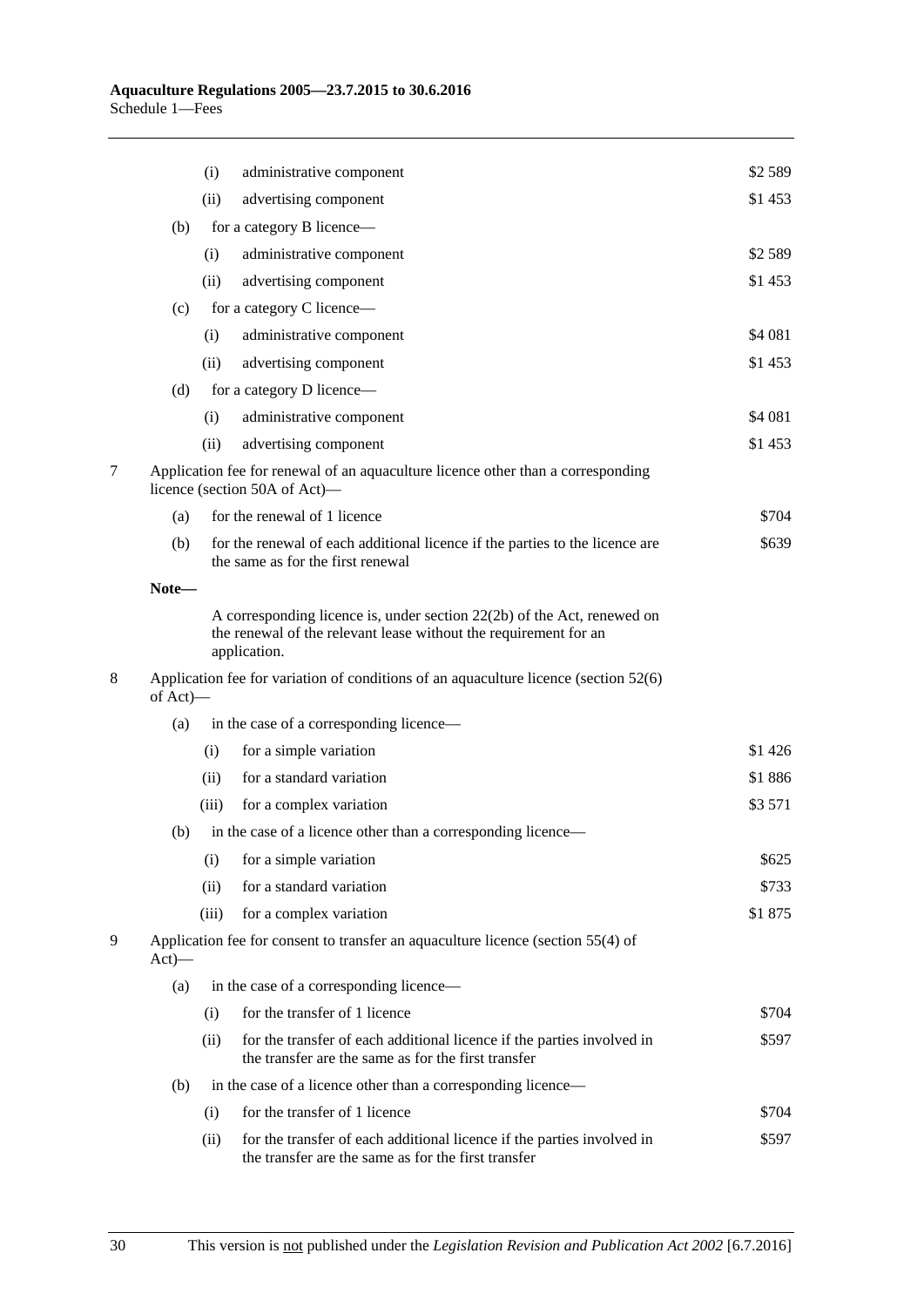| | | | |
|---|---|---|---|
| | (i) | administrative component | $2 589 |
| | (ii) | advertising component | $1 453 |
| (b) | | for a category B licence— | |
| | (i) | administrative component | $2 589 |
| | (ii) | advertising component | $1 453 |
| (c) | | for a category C licence— | |
| | (i) | administrative component | $4 081 |
| | (ii) | advertising component | $1 453 |
| (d) | | for a category D licence— | |
| | (i) | administrative component | $4 081 |
| | (ii) | advertising component | $1 453 |

7 Application fee for renewal of an aquaculture licence other than a corresponding licence (section 50A of Act)—

| | | |
|---|---|---|
| (a) | for the renewal of 1 licence | $704 |
| (b) | for the renewal of each additional licence if the parties to the licence are the same as for the first renewal | $639 |

**Note—**

A corresponding licence is, under section 22(2b) of the Act, renewed on the renewal of the relevant lease without the requirement for an application.

8 Application fee for variation of conditions of an aquaculture licence (section 52(6) of Act)—

| | | | |
|---|---|---|---|
| (a) | | in the case of a corresponding licence— | |
| | (i) | for a simple variation | $1 426 |
| | (ii) | for a standard variation | $1 886 |
| | (iii) | for a complex variation | $3 571 |
| (b) | | in the case of a licence other than a corresponding licence— | |
| | (i) | for a simple variation | $625 |
| | (ii) | for a standard variation | $733 |
| | (iii) | for a complex variation | $1 875 |

9 Application fee for consent to transfer an aquaculture licence (section 55(4) of Act)—

| | | | |
|---|---|---|---|
| (a) | | in the case of a corresponding licence— | |
| | (i) | for the transfer of 1 licence | $704 |
| | (ii) | for the transfer of each additional licence if the parties involved in the transfer are the same as for the first transfer | $597 |
| (b) | | in the case of a licence other than a corresponding licence— | |
| | (i) | for the transfer of 1 licence | $704 |
| | (ii) | for the transfer of each additional licence if the parties involved in the transfer are the same as for the first transfer | $597 |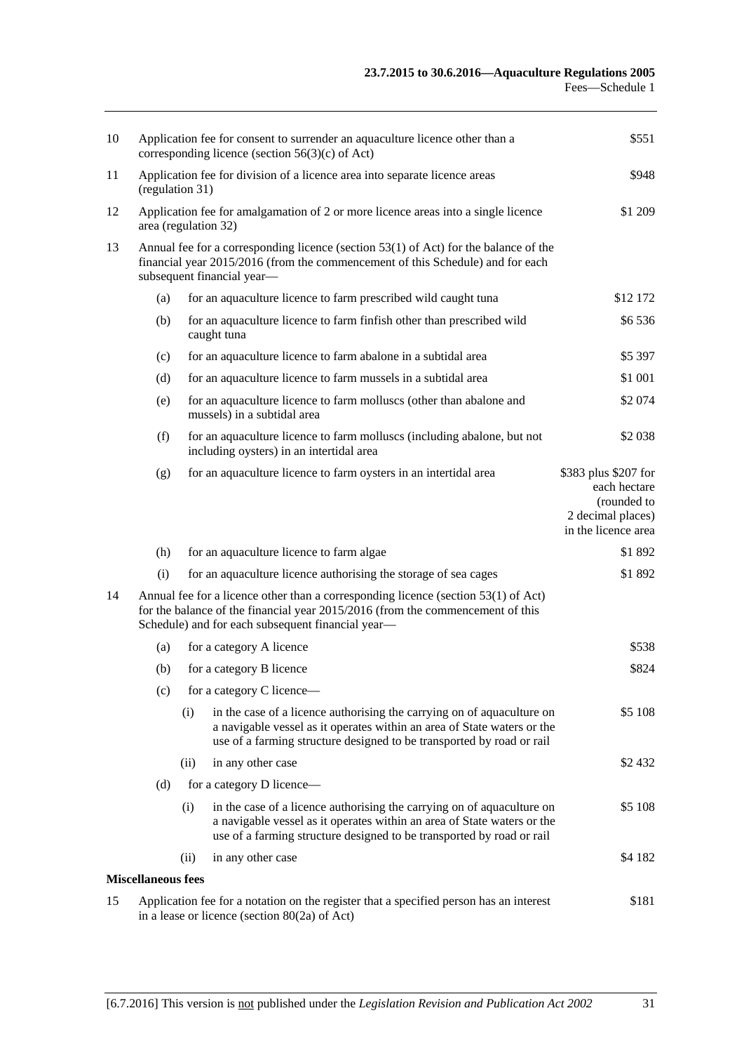| | | | | |
|---|---|---|---|---|
| 10 | Application fee for consent to surrender an aquaculture licence other than a corresponding licence (section 56(3)(c) of Act) | | | $551 |
| 11 | Application fee for division of a licence area into separate licence areas (regulation 31) | | | $948 |
| 12 | Application fee for amalgamation of 2 or more licence areas into a single licence area (regulation 32) | | | $1 209 |
| 13 | Annual fee for a corresponding licence (section 53(1) of Act) for the balance of the financial year 2015/2016 (from the commencement of this Schedule) and for each subsequent financial year— | | | |
| | (a) | for an aquaculture licence to farm prescribed wild caught tuna | | $12 172 |
| | (b) | for an aquaculture licence to farm finfish other than prescribed wild caught tuna | | $6 536 |
| | (c) | for an aquaculture licence to farm abalone in a subtidal area | | $5 397 |
| | (d) | for an aquaculture licence to farm mussels in a subtidal area | | $1 001 |
| | (e) | for an aquaculture licence to farm molluscs (other than abalone and mussels) in a subtidal area | | $2 074 |
| | (f) | for an aquaculture licence to farm molluscs (including abalone, but not including oysters) in an intertidal area | | $2 038 |
| | (g) | for an aquaculture licence to farm oysters in an intertidal area | | $383 plus $207 for each hectare (rounded to 2 decimal places) in the licence area |
| | (h) | for an aquaculture licence to farm algae | | $1 892 |
| | (i) | for an aquaculture licence authorising the storage of sea cages | | $1 892 |
| 14 | Annual fee for a licence other than a corresponding licence (section 53(1) of Act) for the balance of the financial year 2015/2016 (from the commencement of this Schedule) and for each subsequent financial year— | | | |
| | (a) | for a category A licence | | $538 |
| | (b) | for a category B licence | | $824 |
| | (c) | for a category C licence— | | |
| | | (i) | in the case of a licence authorising the carrying on of aquaculture on a navigable vessel as it operates within an area of State waters or the use of a farming structure designed to be transported by road or rail | $5 108 |
| | | (ii) | in any other case | $2 432 |
| | (d) | for a category D licence— | | |
| | | (i) | in the case of a licence authorising the carrying on of aquaculture on a navigable vessel as it operates within an area of State waters or the use of a farming structure designed to be transported by road or rail | $5 108 |
| | | (ii) | in any other case | $4 182 |

**Miscellaneous fees**

| | | |
|---|---|---|
| 15 | Application fee for a notation on the register that a specified person has an interest in a lease or licence (section 80(2a) of Act) | $181 |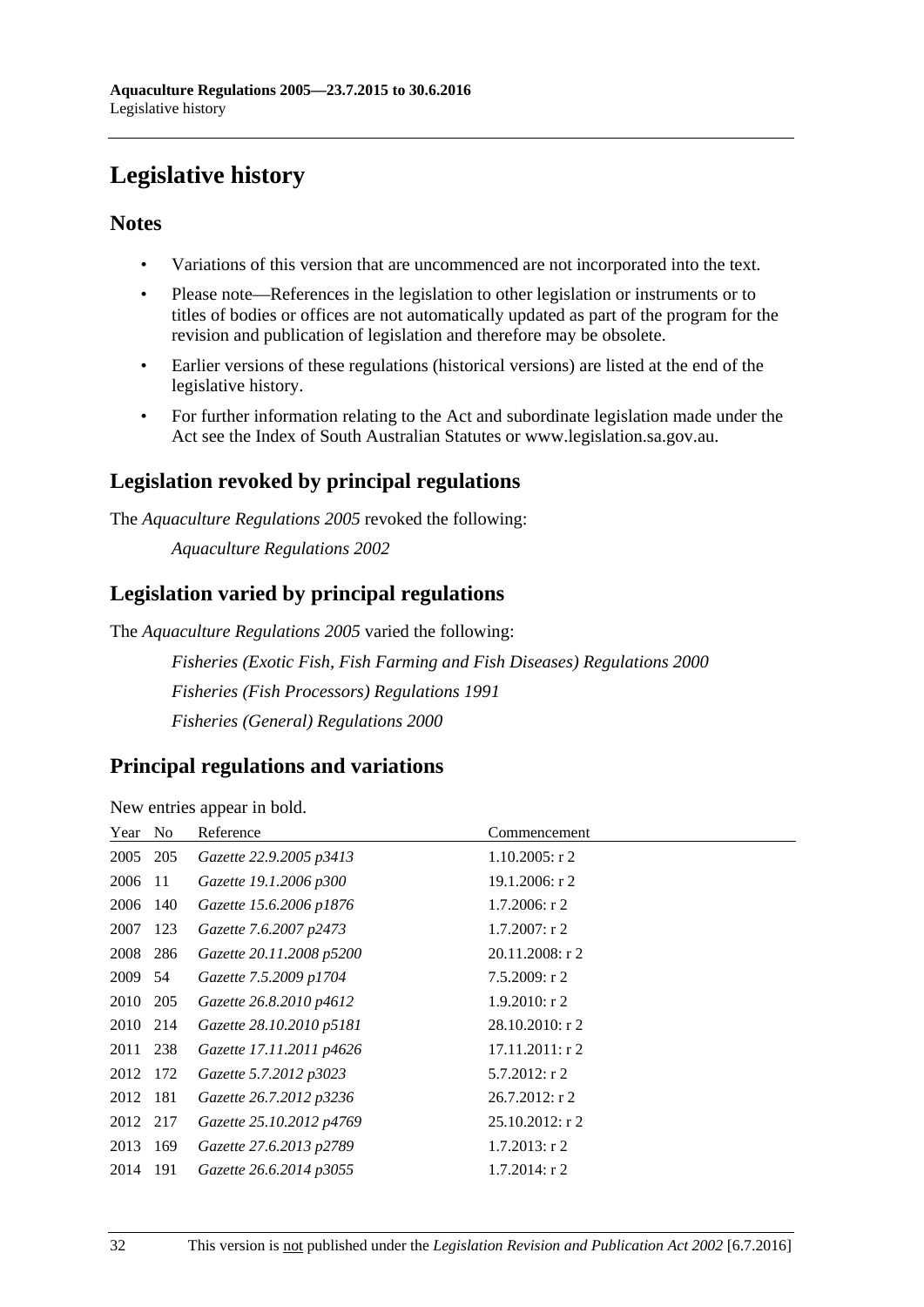# Legislative history

## Notes

- Variations of this version that are uncommenced are not incorporated into the text.
- Please note—References in the legislation to other legislation or instruments or to titles of bodies or offices are not automatically updated as part of the program for the revision and publication of legislation and therefore may be obsolete.
- Earlier versions of these regulations (historical versions) are listed at the end of the legislative history.
- For further information relating to the Act and subordinate legislation made under the Act see the Index of South Australian Statutes or www.legislation.sa.gov.au.

## Legislation revoked by principal regulations

The *Aquaculture Regulations 2005* revoked the following:

*Aquaculture Regulations 2002*

## Legislation varied by principal regulations

The *Aquaculture Regulations 2005* varied the following:

*Fisheries (Exotic Fish, Fish Farming and Fish Diseases) Regulations 2000*

*Fisheries (Fish Processors) Regulations 1991*

*Fisheries (General) Regulations 2000*

## Principal regulations and variations

New entries appear in bold.

| Year | No | Reference | Commencement |
|---|---|---|---|
| 2005 | 205 | *Gazette 22.9.2005 p3413* | 1.10.2005: r 2 |
| 2006 | 11 | *Gazette 19.1.2006 p300* | 19.1.2006: r 2 |
| 2006 | 140 | *Gazette 15.6.2006 p1876* | 1.7.2006: r 2 |
| 2007 | 123 | *Gazette 7.6.2007 p2473* | 1.7.2007: r 2 |
| 2008 | 286 | *Gazette 20.11.2008 p5200* | 20.11.2008: r 2 |
| 2009 | 54 | *Gazette 7.5.2009 p1704* | 7.5.2009: r 2 |
| 2010 | 205 | *Gazette 26.8.2010 p4612* | 1.9.2010: r 2 |
| 2010 | 214 | *Gazette 28.10.2010 p5181* | 28.10.2010: r 2 |
| 2011 | 238 | *Gazette 17.11.2011 p4626* | 17.11.2011: r 2 |
| 2012 | 172 | *Gazette 5.7.2012 p3023* | 5.7.2012: r 2 |
| 2012 | 181 | *Gazette 26.7.2012 p3236* | 26.7.2012: r 2 |
| 2012 | 217 | *Gazette 25.10.2012 p4769* | 25.10.2012: r 2 |
| 2013 | 169 | *Gazette 27.6.2013 p2789* | 1.7.2013: r 2 |
| 2014 | 191 | *Gazette 26.6.2014 p3055* | 1.7.2014: r 2 |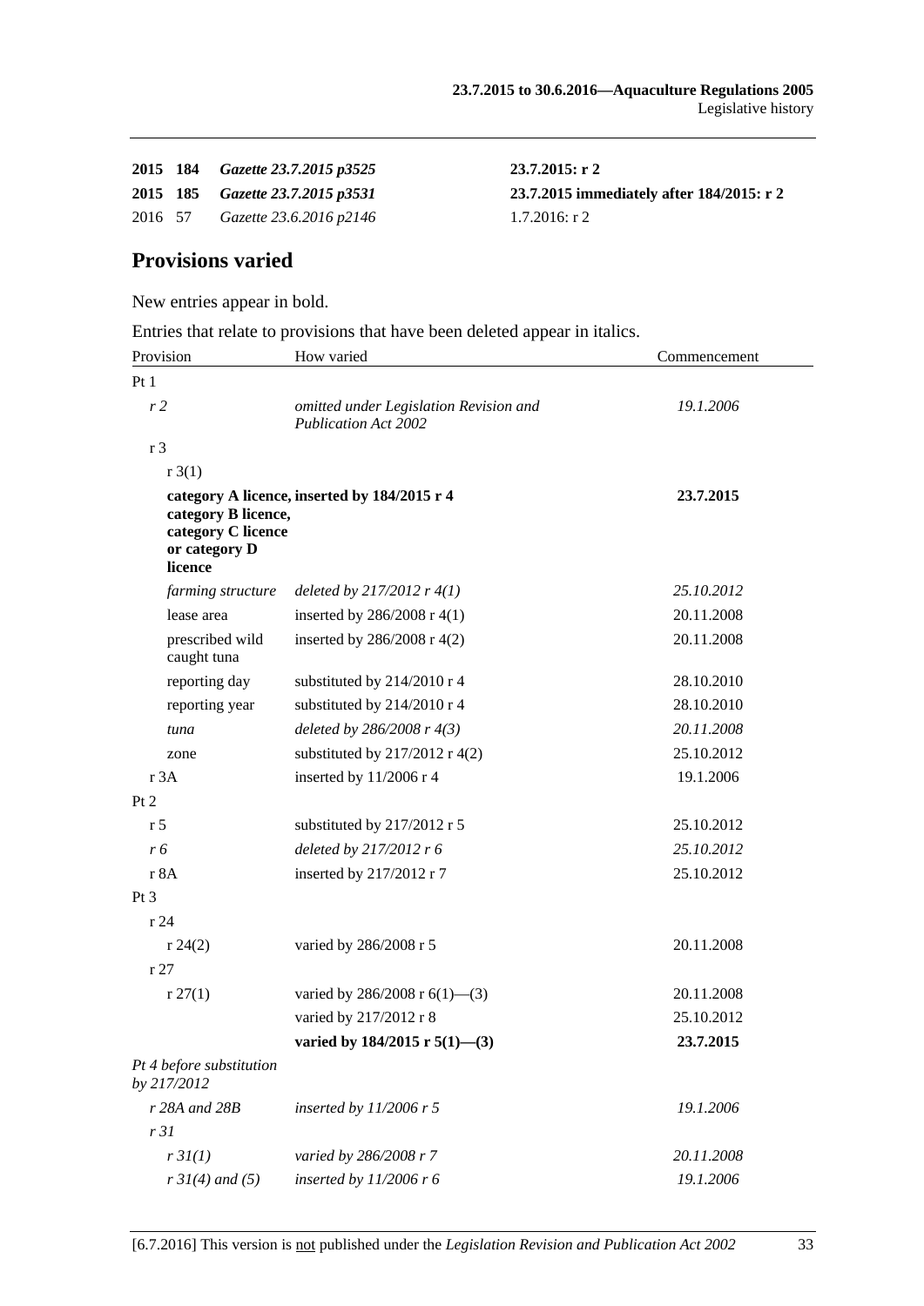| | | | |
|---|---|---|---|
| **2015** | **184** | ***Gazette 23.7.2015 p3525*** | **23.7.2015: r 2** |
| **2015** | **185** | ***Gazette 23.7.2015 p3531*** | **23.7.2015 immediately after 184/2015: r 2** |
| 2016 | 57 | *Gazette 23.6.2016 p2146* | 1.7.2016: r 2 |

## Provisions varied

New entries appear in bold.

Entries that relate to provisions that have been deleted appear in italics.

| Provision | How varied | Commencement |
|---|---|---|
| Pt 1 | | |
| *r 2* | *omitted under Legislation Revision and Publication Act 2002* | *19.1.2006* |
| r 3 | | |
| r 3(1) | | |
| **category A licence, category B licence, category C licence or category D licence** | **inserted by 184/2015 r 4** | **23.7.2015** |
| *farming structure* | *deleted by 217/2012 r 4(1)* | *25.10.2012* |
| lease area | inserted by 286/2008 r 4(1) | 20.11.2008 |
| prescribed wild caught tuna | inserted by 286/2008 r 4(2) | 20.11.2008 |
| reporting day | substituted by 214/2010 r 4 | 28.10.2010 |
| reporting year | substituted by 214/2010 r 4 | 28.10.2010 |
| *tuna* | *deleted by 286/2008 r 4(3)* | *20.11.2008* |
| zone | substituted by 217/2012 r 4(2) | 25.10.2012 |
| r 3A | inserted by 11/2006 r 4 | 19.1.2006 |
| Pt 2 | | |
| r 5 | substituted by 217/2012 r 5 | 25.10.2012 |
| *r 6* | *deleted by 217/2012 r 6* | *25.10.2012* |
| r 8A | inserted by 217/2012 r 7 | 25.10.2012 |
| Pt 3 | | |
| r 24 | | |
| r 24(2) | varied by 286/2008 r 5 | 20.11.2008 |
| r 27 | | |
| r 27(1) | varied by 286/2008 r 6(1)—(3) | 20.11.2008 |
| | varied by 217/2012 r 8 | 25.10.2012 |
| | **varied by 184/2015 r 5(1)—(3)** | **23.7.2015** |
| *Pt 4 before substitution by 217/2012* | | |
| *r 28A and 28B* | *inserted by 11/2006 r 5* | *19.1.2006* |
| *r 31* | | |
| *r 31(1)* | *varied by 286/2008 r 7* | *20.11.2008* |
| *r 31(4) and (5)* | *inserted by 11/2006 r 6* | *19.1.2006* |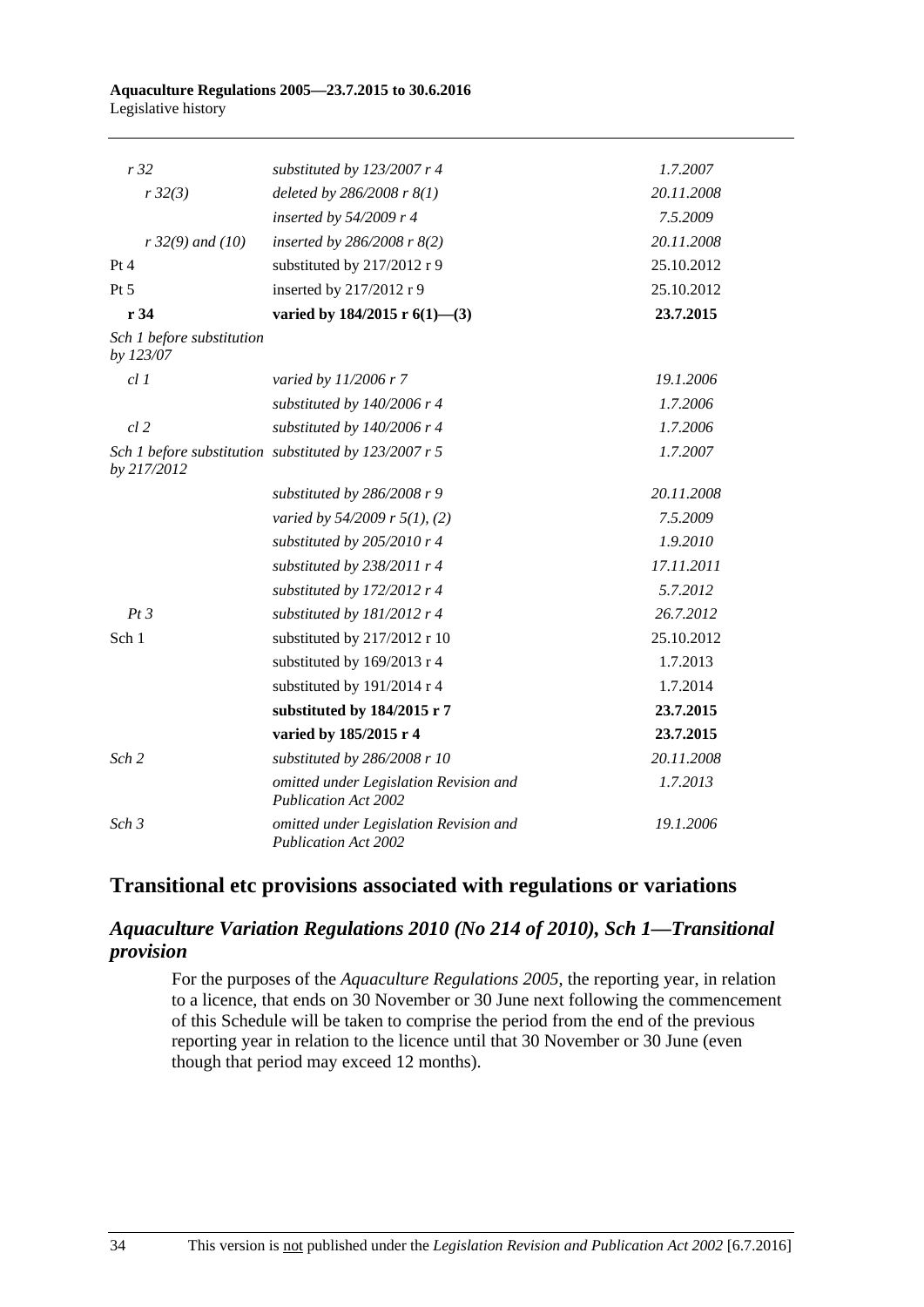| | | |
|---|---|---|
| *r 32* | *substituted by 123/2007 r 4* | *1.7.2007* |
| *r 32(3)* | *deleted by 286/2008 r 8(1)* | *20.11.2008* |
| | *inserted by 54/2009 r 4* | *7.5.2009* |
| *r 32(9) and (10)* | *inserted by 286/2008 r 8(2)* | *20.11.2008* |
| Pt 4 | substituted by 217/2012 r 9 | 25.10.2012 |
| Pt 5 | inserted by 217/2012 r 9 | 25.10.2012 |
| **r 34** | **varied by 184/2015 r 6(1)—(3)** | **23.7.2015** |
| *Sch 1 before substitution by 123/07* | | |
| *cl 1* | *varied by 11/2006 r 7* | *19.1.2006* |
| | *substituted by 140/2006 r 4* | *1.7.2006* |
| *cl 2* | *substituted by 140/2006 r 4* | *1.7.2006* |
| *Sch 1 before substitution by 217/2012* | *substituted by 123/2007 r 5* | *1.7.2007* |
| | *substituted by 286/2008 r 9* | *20.11.2008* |
| | *varied by 54/2009 r 5(1), (2)* | *7.5.2009* |
| | *substituted by 205/2010 r 4* | *1.9.2010* |
| | *substituted by 238/2011 r 4* | *17.11.2011* |
| | *substituted by 172/2012 r 4* | *5.7.2012* |
| *Pt 3* | *substituted by 181/2012 r 4* | *26.7.2012* |
| Sch 1 | substituted by 217/2012 r 10 | 25.10.2012 |
| | substituted by 169/2013 r 4 | 1.7.2013 |
| | substituted by 191/2014 r 4 | 1.7.2014 |
| | **substituted by 184/2015 r 7** | **23.7.2015** |
| | **varied by 185/2015 r 4** | **23.7.2015** |
| *Sch 2* | *substituted by 286/2008 r 10* | *20.11.2008* |
| | *omitted under Legislation Revision and Publication Act 2002* | *1.7.2013* |
| *Sch 3* | *omitted under Legislation Revision and Publication Act 2002* | *19.1.2006* |

## Transitional etc provisions associated with regulations or variations

### *Aquaculture Variation Regulations 2010 (No 214 of 2010), Sch 1—Transitional provision*

For the purposes of the *Aquaculture Regulations 2005*, the reporting year, in relation to a licence, that ends on 30 November or 30 June next following the commencement of this Schedule will be taken to comprise the period from the end of the previous reporting year in relation to the licence until that 30 November or 30 June (even though that period may exceed 12 months).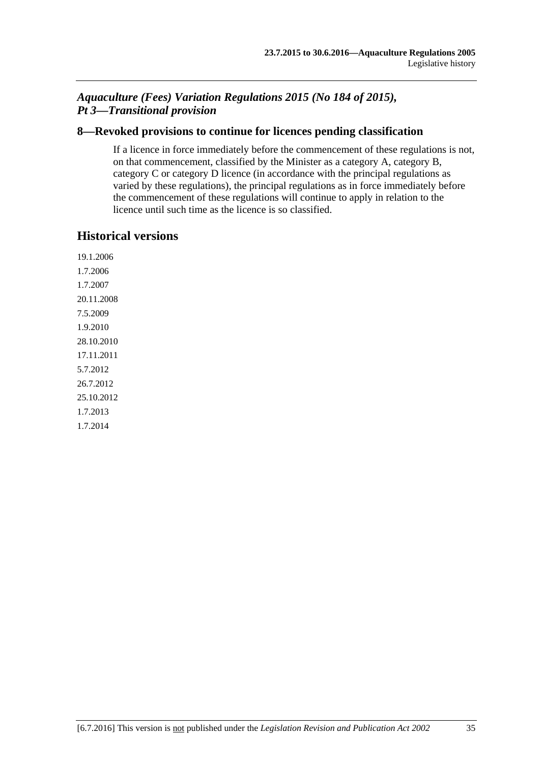## *Aquaculture (Fees) Variation Regulations 2015 (No 184 of 2015), Pt 3—Transitional provision*

### 8—Revoked provisions to continue for licences pending classification

If a licence in force immediately before the commencement of these regulations is not, on that commencement, classified by the Minister as a category A, category B, category C or category D licence (in accordance with the principal regulations as varied by these regulations), the principal regulations as in force immediately before the commencement of these regulations will continue to apply in relation to the licence until such time as the licence is so classified.

## Historical versions

19.1.2006

1.7.2006

1.7.2007

20.11.2008

7.5.2009

1.9.2010

28.10.2010

17.11.2011

5.7.2012

26.7.2012

25.10.2012

1.7.2013

1.7.2014